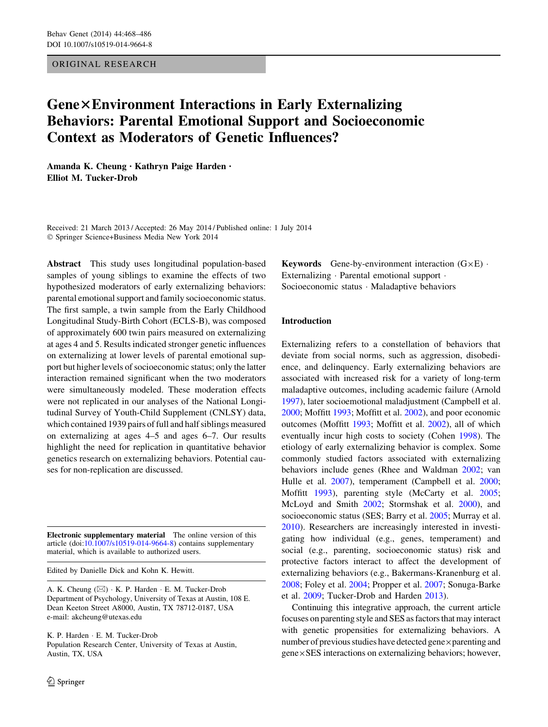ORIGINAL RESEARCH

# Gene×Environment Interactions in Early Externalizing Behaviors: Parental Emotional Support and Socioeconomic Context as Moderators of Genetic Influences?

Amanda K. Cheung · Kathryn Paige Harden · Elliot M. Tucker-Drob

Received: 21 March 2013 / Accepted: 26 May 2014 / Published online: 1 July 2014
© Springer Science+Business Media New York 2014

**Abstract** This study uses longitudinal population-based samples of young siblings to examine the effects of two hypothesized moderators of early externalizing behaviors: parental emotional support and family socioeconomic status. The first sample, a twin sample from the Early Childhood Longitudinal Study-Birth Cohort (ECLS-B), was composed of approximately 600 twin pairs measured on externalizing at ages 4 and 5. Results indicated stronger genetic influences on externalizing at lower levels of parental emotional support but higher levels of socioeconomic status; only the latter interaction remained significant when the two moderators were simultaneously modeled. These moderation effects were not replicated in our analyses of the National Longitudinal Survey of Youth-Child Supplement (CNLSY) data, which contained 1939 pairs of full and half siblings measured on externalizing at ages 4–5 and ages 6–7. Our results highlight the need for replication in quantitative behavior genetics research on externalizing behaviors. Potential causes for non-replication are discussed.

**Keywords** Gene-by-environment interaction (G×E) · Externalizing · Parental emotional support · Socioeconomic status · Maladaptive behaviors

## Introduction

Externalizing refers to a constellation of behaviors that deviate from social norms, such as aggression, disobedience, and delinquency. Early externalizing behaviors are associated with increased risk for a variety of long-term maladaptive outcomes, including academic failure (Arnold 1997), later socioemotional maladjustment (Campbell et al. 2000; Moffitt 1993; Moffitt et al. 2002), and poor economic outcomes (Moffitt 1993; Moffitt et al. 2002), all of which eventually incur high costs to society (Cohen 1998). The etiology of early externalizing behavior is complex. Some commonly studied factors associated with externalizing behaviors include genes (Rhee and Waldman 2002; van Hulle et al. 2007), temperament (Campbell et al. 2000; Moffitt 1993), parenting style (McCarty et al. 2005; McLoyd and Smith 2002; Stormshak et al. 2000), and socioeconomic status (SES; Barry et al. 2005; Murray et al. 2010). Researchers are increasingly interested in investigating how individual (e.g., genes, temperament) and social (e.g., parenting, socioeconomic status) risk and protective factors interact to affect the development of externalizing behaviors (e.g., Bakermans-Kranenburg et al. 2008; Foley et al. 2004; Propper et al. 2007; Sonuga-Barke et al. 2009; Tucker-Drob and Harden 2013).

Continuing this integrative approach, the current article focuses on parenting style and SES as factors that may interact with genetic propensities for externalizing behaviors. A number of previous studies have detected gene×parenting and gene×SES interactions on externalizing behaviors; however,

**Electronic supplementary material** The online version of this article (doi:10.1007/s10519-014-9664-8) contains supplementary material, which is available to authorized users.

Edited by Danielle Dick and Kohn K. Hewitt.

A. K. Cheung (✉) · K. P. Harden · E. M. Tucker-Drob
Department of Psychology, University of Texas at Austin, 108 E. Dean Keeton Street A8000, Austin, TX 78712-0187, USA
e-mail: akcheung@utexas.edu

K. P. Harden · E. M. Tucker-Drob
Population Research Center, University of Texas at Austin, Austin, TX, USA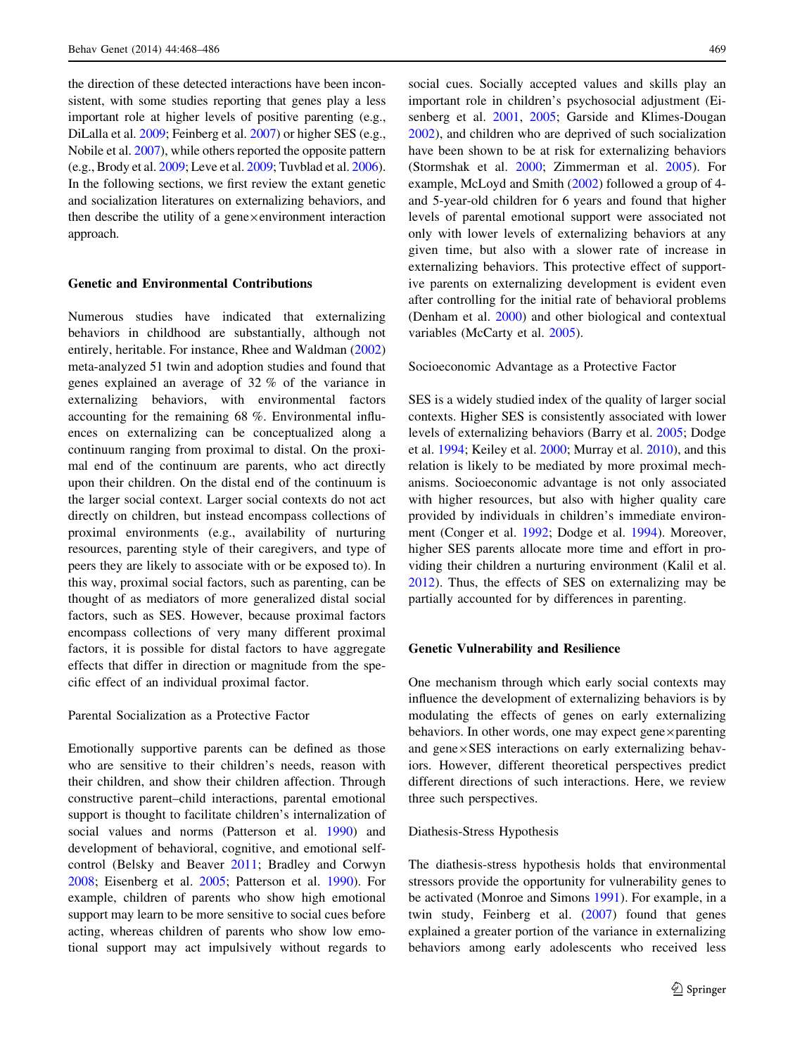the direction of these detected interactions have been inconsistent, with some studies reporting that genes play a less important role at higher levels of positive parenting (e.g., DiLalla et al. 2009; Feinberg et al. 2007) or higher SES (e.g., Nobile et al. 2007), while others reported the opposite pattern (e.g., Brody et al. 2009; Leve et al. 2009; Tuvblad et al. 2006). In the following sections, we first review the extant genetic and socialization literatures on externalizing behaviors, and then describe the utility of a gene×environment interaction approach.

## Genetic and Environmental Contributions

Numerous studies have indicated that externalizing behaviors in childhood are substantially, although not entirely, heritable. For instance, Rhee and Waldman (2002) meta-analyzed 51 twin and adoption studies and found that genes explained an average of 32 % of the variance in externalizing behaviors, with environmental factors accounting for the remaining 68 %. Environmental influences on externalizing can be conceptualized along a continuum ranging from proximal to distal. On the proximal end of the continuum are parents, who act directly upon their children. On the distal end of the continuum is the larger social context. Larger social contexts do not act directly on children, but instead encompass collections of proximal environments (e.g., availability of nurturing resources, parenting style of their caregivers, and type of peers they are likely to associate with or be exposed to). In this way, proximal social factors, such as parenting, can be thought of as mediators of more generalized distal social factors, such as SES. However, because proximal factors encompass collections of very many different proximal factors, it is possible for distal factors to have aggregate effects that differ in direction or magnitude from the specific effect of an individual proximal factor.

### Parental Socialization as a Protective Factor

Emotionally supportive parents can be defined as those who are sensitive to their children's needs, reason with their children, and show their children affection. Through constructive parent–child interactions, parental emotional support is thought to facilitate children's internalization of social values and norms (Patterson et al. 1990) and development of behavioral, cognitive, and emotional self-control (Belsky and Beaver 2011; Bradley and Corwyn 2008; Eisenberg et al. 2005; Patterson et al. 1990). For example, children of parents who show high emotional support may learn to be more sensitive to social cues before acting, whereas children of parents who show low emotional support may act impulsively without regards to social cues. Socially accepted values and skills play an important role in children's psychosocial adjustment (Eisenberg et al. 2001, 2005; Garside and Klimes-Dougan 2002), and children who are deprived of such socialization have been shown to be at risk for externalizing behaviors (Stormshak et al. 2000; Zimmerman et al. 2005). For example, McLoyd and Smith (2002) followed a group of 4- and 5-year-old children for 6 years and found that higher levels of parental emotional support were associated not only with lower levels of externalizing behaviors at any given time, but also with a slower rate of increase in externalizing behaviors. This protective effect of supportive parents on externalizing development is evident even after controlling for the initial rate of behavioral problems (Denham et al. 2000) and other biological and contextual variables (McCarty et al. 2005).

### Socioeconomic Advantage as a Protective Factor

SES is a widely studied index of the quality of larger social contexts. Higher SES is consistently associated with lower levels of externalizing behaviors (Barry et al. 2005; Dodge et al. 1994; Keiley et al. 2000; Murray et al. 2010), and this relation is likely to be mediated by more proximal mechanisms. Socioeconomic advantage is not only associated with higher resources, but also with higher quality care provided by individuals in children's immediate environment (Conger et al. 1992; Dodge et al. 1994). Moreover, higher SES parents allocate more time and effort in providing their children a nurturing environment (Kalil et al. 2012). Thus, the effects of SES on externalizing may be partially accounted for by differences in parenting.

## Genetic Vulnerability and Resilience

One mechanism through which early social contexts may influence the development of externalizing behaviors is by modulating the effects of genes on early externalizing behaviors. In other words, one may expect gene×parenting and gene×SES interactions on early externalizing behaviors. However, different theoretical perspectives predict different directions of such interactions. Here, we review three such perspectives.

### Diathesis-Stress Hypothesis

The diathesis-stress hypothesis holds that environmental stressors provide the opportunity for vulnerability genes to be activated (Monroe and Simons 1991). For example, in a twin study, Feinberg et al. (2007) found that genes explained a greater portion of the variance in externalizing behaviors among early adolescents who received less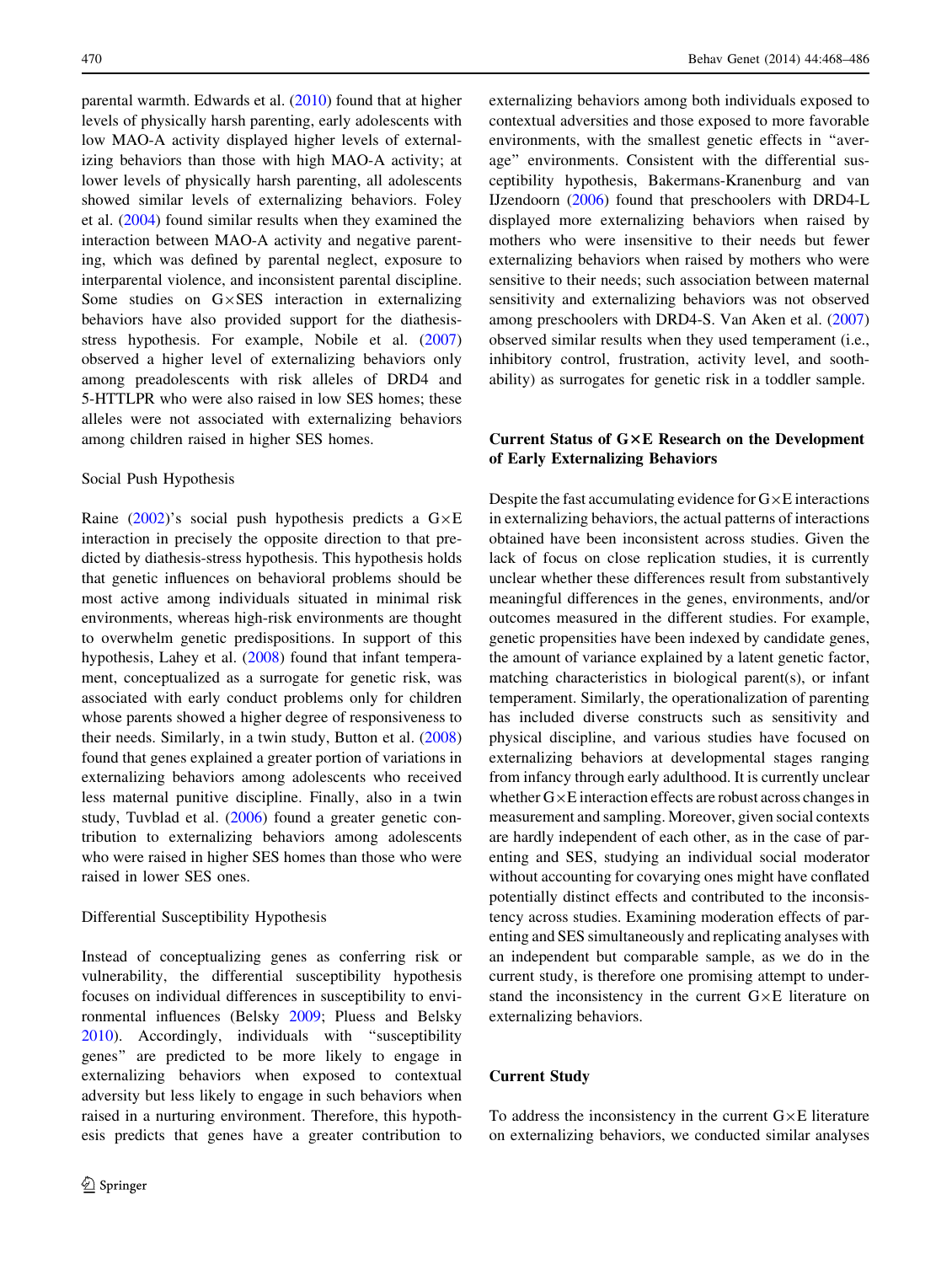parental warmth. Edwards et al. (2010) found that at higher levels of physically harsh parenting, early adolescents with low MAO-A activity displayed higher levels of externalizing behaviors than those with high MAO-A activity; at lower levels of physically harsh parenting, all adolescents showed similar levels of externalizing behaviors. Foley et al. (2004) found similar results when they examined the interaction between MAO-A activity and negative parenting, which was defined by parental neglect, exposure to interparental violence, and inconsistent parental discipline. Some studies on G×SES interaction in externalizing behaviors have also provided support for the diathesis-stress hypothesis. For example, Nobile et al. (2007) observed a higher level of externalizing behaviors only among preadolescents with risk alleles of DRD4 and 5-HTTLPR who were also raised in low SES homes; these alleles were not associated with externalizing behaviors among children raised in higher SES homes.

### Social Push Hypothesis

Raine (2002)'s social push hypothesis predicts a G×E interaction in precisely the opposite direction to that predicted by diathesis-stress hypothesis. This hypothesis holds that genetic influences on behavioral problems should be most active among individuals situated in minimal risk environments, whereas high-risk environments are thought to overwhelm genetic predispositions. In support of this hypothesis, Lahey et al. (2008) found that infant temperament, conceptualized as a surrogate for genetic risk, was associated with early conduct problems only for children whose parents showed a higher degree of responsiveness to their needs. Similarly, in a twin study, Button et al. (2008) found that genes explained a greater portion of variations in externalizing behaviors among adolescents who received less maternal punitive discipline. Finally, also in a twin study, Tuvblad et al. (2006) found a greater genetic contribution to externalizing behaviors among adolescents who were raised in higher SES homes than those who were raised in lower SES ones.

### Differential Susceptibility Hypothesis

Instead of conceptualizing genes as conferring risk or vulnerability, the differential susceptibility hypothesis focuses on individual differences in susceptibility to environmental influences (Belsky 2009; Pluess and Belsky 2010). Accordingly, individuals with "susceptibility genes" are predicted to be more likely to engage in externalizing behaviors when exposed to contextual adversity but less likely to engage in such behaviors when raised in a nurturing environment. Therefore, this hypothesis predicts that genes have a greater contribution to externalizing behaviors among both individuals exposed to contextual adversities and those exposed to more favorable environments, with the smallest genetic effects in "average" environments. Consistent with the differential susceptibility hypothesis, Bakermans-Kranenburg and van IJzendoorn (2006) found that preschoolers with DRD4-L displayed more externalizing behaviors when raised by mothers who were insensitive to their needs but fewer externalizing behaviors when raised by mothers who were sensitive to their needs; such association between maternal sensitivity and externalizing behaviors was not observed among preschoolers with DRD4-S. Van Aken et al. (2007) observed similar results when they used temperament (i.e., inhibitory control, frustration, activity level, and soothability) as surrogates for genetic risk in a toddler sample.

## Current Status of G×E Research on the Development of Early Externalizing Behaviors

Despite the fast accumulating evidence for G×E interactions in externalizing behaviors, the actual patterns of interactions obtained have been inconsistent across studies. Given the lack of focus on close replication studies, it is currently unclear whether these differences result from substantively meaningful differences in the genes, environments, and/or outcomes measured in the different studies. For example, genetic propensities have been indexed by candidate genes, the amount of variance explained by a latent genetic factor, matching characteristics in biological parent(s), or infant temperament. Similarly, the operationalization of parenting has included diverse constructs such as sensitivity and physical discipline, and various studies have focused on externalizing behaviors at developmental stages ranging from infancy through early adulthood. It is currently unclear whether G×E interaction effects are robust across changes in measurement and sampling. Moreover, given social contexts are hardly independent of each other, as in the case of parenting and SES, studying an individual social moderator without accounting for covarying ones might have conflated potentially distinct effects and contributed to the inconsistency across studies. Examining moderation effects of parenting and SES simultaneously and replicating analyses with an independent but comparable sample, as we do in the current study, is therefore one promising attempt to understand the inconsistency in the current G×E literature on externalizing behaviors.

## Current Study

To address the inconsistency in the current G×E literature on externalizing behaviors, we conducted similar analyses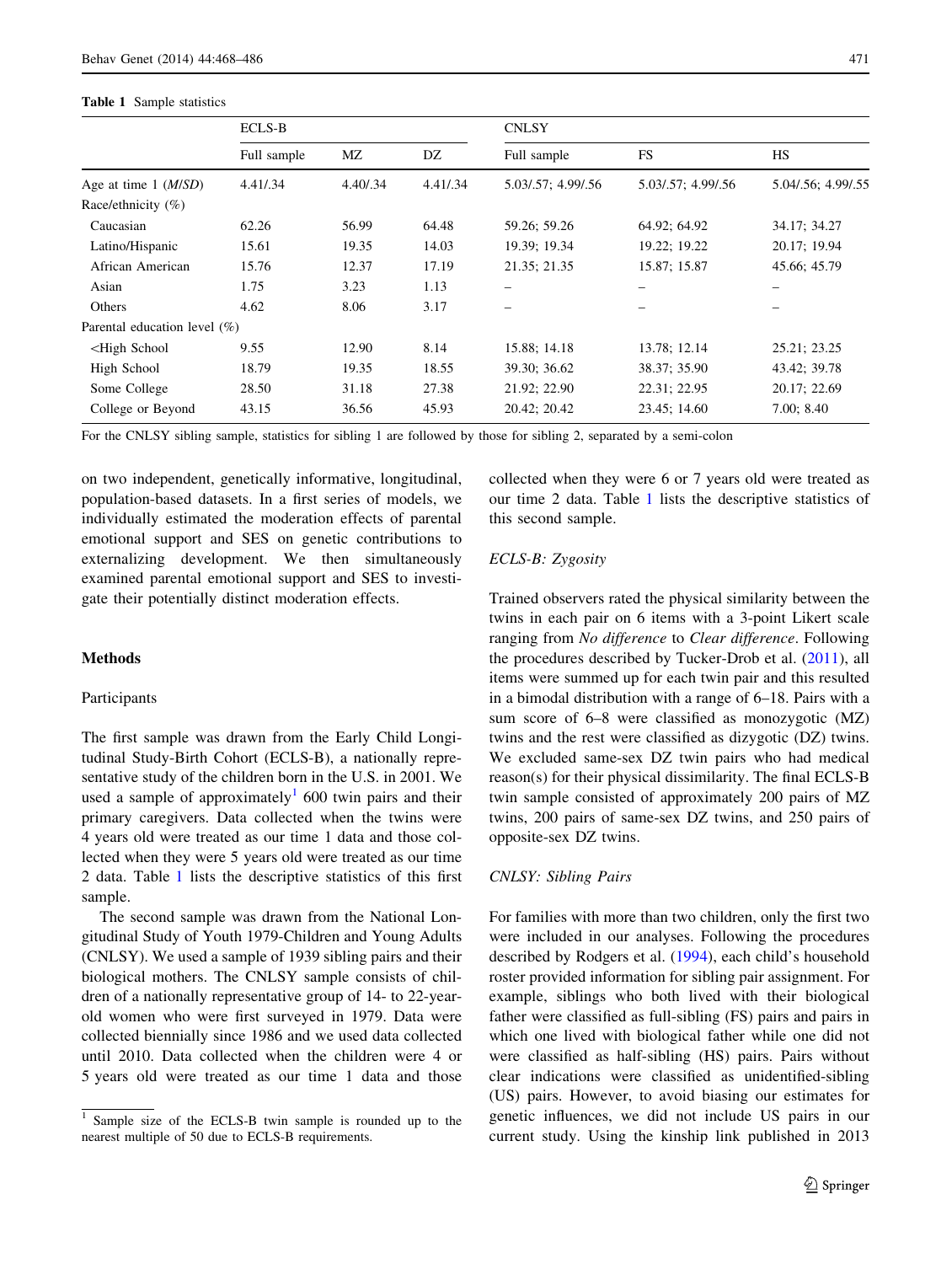**Table 1** Sample statistics

| | ECLS-B | | | CNLSY | | |
|---|---|---|---|---|---|---|
| | Full sample | MZ | DZ | Full sample | FS | HS |
| Age at time 1 (*M/SD*) | 4.41/.34 | 4.40/.34 | 4.41/.34 | 5.03/.57; 4.99/.56 | 5.03/.57; 4.99/.56 | 5.04/.56; 4.99/.55 |
| Race/ethnicity (%) | | | | | | |
| Caucasian | 62.26 | 56.99 | 64.48 | 59.26; 59.26 | 64.92; 64.92 | 34.17; 34.27 |
| Latino/Hispanic | 15.61 | 19.35 | 14.03 | 19.39; 19.34 | 19.22; 19.22 | 20.17; 19.94 |
| African American | 15.76 | 12.37 | 17.19 | 21.35; 21.35 | 15.87; 15.87 | 45.66; 45.79 |
| Asian | 1.75 | 3.23 | 1.13 | – | – | – |
| Others | 4.62 | 8.06 | 3.17 | – | – | – |
| Parental education level (%) | | | | | | |
| <High School | 9.55 | 12.90 | 8.14 | 15.88; 14.18 | 13.78; 12.14 | 25.21; 23.25 |
| High School | 18.79 | 19.35 | 18.55 | 39.30; 36.62 | 38.37; 35.90 | 43.42; 39.78 |
| Some College | 28.50 | 31.18 | 27.38 | 21.92; 22.90 | 22.31; 22.95 | 20.17; 22.69 |
| College or Beyond | 43.15 | 36.56 | 45.93 | 20.42; 20.42 | 23.45; 14.60 | 7.00; 8.40 |

For the CNLSY sibling sample, statistics for sibling 1 are followed by those for sibling 2, separated by a semi-colon

on two independent, genetically informative, longitudinal, population-based datasets. In a first series of models, we individually estimated the moderation effects of parental emotional support and SES on genetic contributions to externalizing development. We then simultaneously examined parental emotional support and SES to investigate their potentially distinct moderation effects.

## Methods

### Participants

The first sample was drawn from the Early Child Longitudinal Study-Birth Cohort (ECLS-B), a nationally representative study of the children born in the U.S. in 2001. We used a sample of approximately[1] 600 twin pairs and their primary caregivers. Data collected when the twins were 4 years old were treated as our time 1 data and those collected when they were 5 years old were treated as our time 2 data. Table 1 lists the descriptive statistics of this first sample.

The second sample was drawn from the National Longitudinal Study of Youth 1979-Children and Young Adults (CNLSY). We used a sample of 1939 sibling pairs and their biological mothers. The CNLSY sample consists of children of a nationally representative group of 14- to 22-year-old women who were first surveyed in 1979. Data were collected biennially since 1986 and we used data collected until 2010. Data collected when the children were 4 or 5 years old were treated as our time 1 data and those collected when they were 6 or 7 years old were treated as our time 2 data. Table 1 lists the descriptive statistics of this second sample.

### *ECLS-B: Zygosity*

Trained observers rated the physical similarity between the twins in each pair on 6 items with a 3-point Likert scale ranging from *No difference* to *Clear difference*. Following the procedures described by Tucker-Drob et al. (2011), all items were summed up for each twin pair and this resulted in a bimodal distribution with a range of 6–18. Pairs with a sum score of 6–8 were classified as monozygotic (MZ) twins and the rest were classified as dizygotic (DZ) twins. We excluded same-sex DZ twin pairs who had medical reason(s) for their physical dissimilarity. The final ECLS-B twin sample consisted of approximately 200 pairs of MZ twins, 200 pairs of same-sex DZ twins, and 250 pairs of opposite-sex DZ twins.

### *CNLSY: Sibling Pairs*

For families with more than two children, only the first two were included in our analyses. Following the procedures described by Rodgers et al. (1994), each child's household roster provided information for sibling pair assignment. For example, siblings who both lived with their biological father were classified as full-sibling (FS) pairs and pairs in which one lived with biological father while one did not were classified as half-sibling (HS) pairs. Pairs without clear indications were classified as unidentified-sibling (US) pairs. However, to avoid biasing our estimates for genetic influences, we did not include US pairs in our current study. Using the kinship link published in 2013

[1] Sample size of the ECLS-B twin sample is rounded up to the nearest multiple of 50 due to ECLS-B requirements.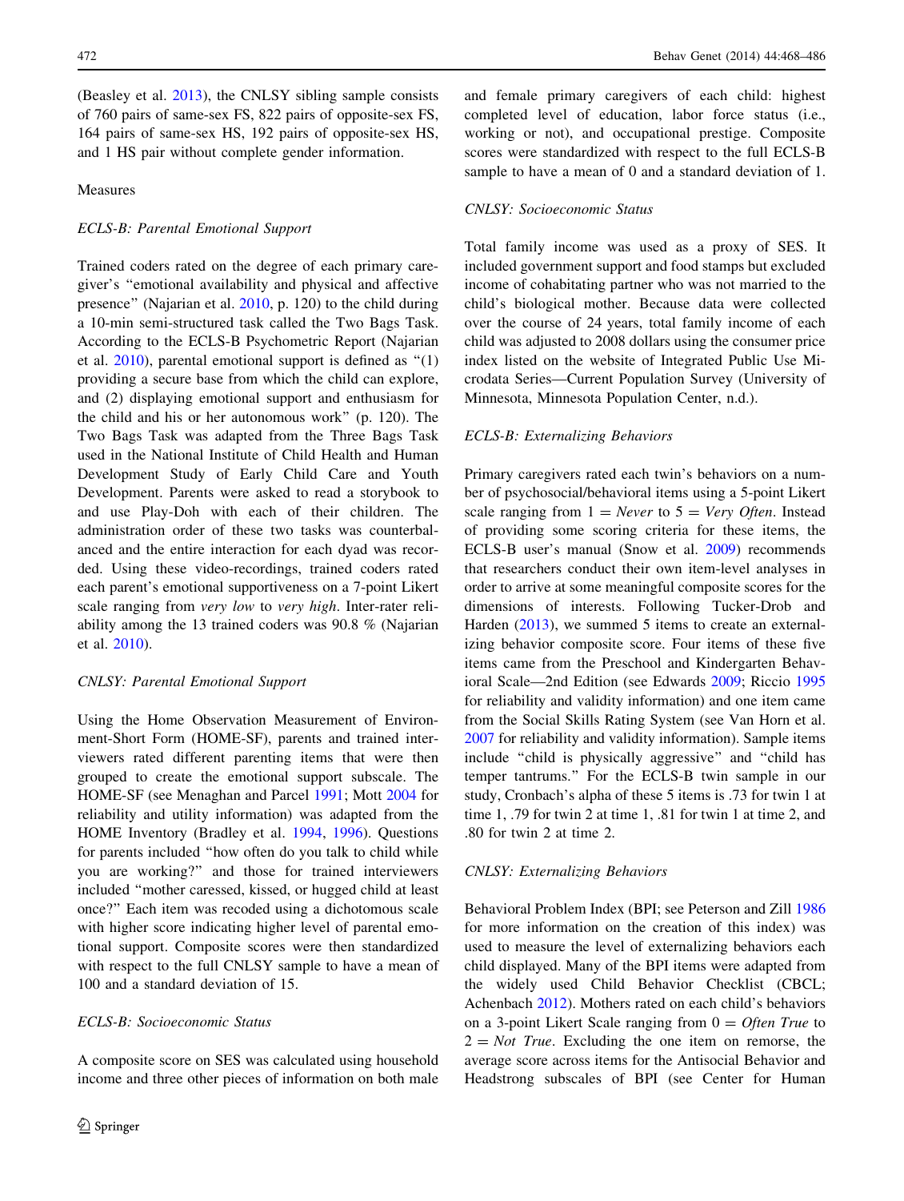(Beasley et al. 2013), the CNLSY sibling sample consists of 760 pairs of same-sex FS, 822 pairs of opposite-sex FS, 164 pairs of same-sex HS, 192 pairs of opposite-sex HS, and 1 HS pair without complete gender information.

## Measures

### *ECLS-B: Parental Emotional Support*

Trained coders rated on the degree of each primary caregiver's "emotional availability and physical and affective presence" (Najarian et al. 2010, p. 120) to the child during a 10-min semi-structured task called the Two Bags Task. According to the ECLS-B Psychometric Report (Najarian et al. 2010), parental emotional support is defined as "(1) providing a secure base from which the child can explore, and (2) displaying emotional support and enthusiasm for the child and his or her autonomous work" (p. 120). The Two Bags Task was adapted from the Three Bags Task used in the National Institute of Child Health and Human Development Study of Early Child Care and Youth Development. Parents were asked to read a storybook to and use Play-Doh with each of their children. The administration order of these two tasks was counterbalanced and the entire interaction for each dyad was recorded. Using these video-recordings, trained coders rated each parent's emotional supportiveness on a 7-point Likert scale ranging from *very low* to *very high*. Inter-rater reliability among the 13 trained coders was 90.8 % (Najarian et al. 2010).

### *CNLSY: Parental Emotional Support*

Using the Home Observation Measurement of Environment-Short Form (HOME-SF), parents and trained interviewers rated different parenting items that were then grouped to create the emotional support subscale. The HOME-SF (see Menaghan and Parcel 1991; Mott 2004 for reliability and utility information) was adapted from the HOME Inventory (Bradley et al. 1994, 1996). Questions for parents included "how often do you talk to child while you are working?" and those for trained interviewers included "mother caressed, kissed, or hugged child at least once?" Each item was recoded using a dichotomous scale with higher score indicating higher level of parental emotional support. Composite scores were then standardized with respect to the full CNLSY sample to have a mean of 100 and a standard deviation of 15.

### *ECLS-B: Socioeconomic Status*

A composite score on SES was calculated using household income and three other pieces of information on both male and female primary caregivers of each child: highest completed level of education, labor force status (i.e., working or not), and occupational prestige. Composite scores were standardized with respect to the full ECLS-B sample to have a mean of 0 and a standard deviation of 1.

### *CNLSY: Socioeconomic Status*

Total family income was used as a proxy of SES. It included government support and food stamps but excluded income of cohabitating partner who was not married to the child's biological mother. Because data were collected over the course of 24 years, total family income of each child was adjusted to 2008 dollars using the consumer price index listed on the website of Integrated Public Use Microdata Series—Current Population Survey (University of Minnesota, Minnesota Population Center, n.d.).

### *ECLS-B: Externalizing Behaviors*

Primary caregivers rated each twin's behaviors on a number of psychosocial/behavioral items using a 5-point Likert scale ranging from 1 = *Never* to 5 = *Very Often*. Instead of providing some scoring criteria for these items, the ECLS-B user's manual (Snow et al. 2009) recommends that researchers conduct their own item-level analyses in order to arrive at some meaningful composite scores for the dimensions of interests. Following Tucker-Drob and Harden (2013), we summed 5 items to create an externalizing behavior composite score. Four items of these five items came from the Preschool and Kindergarten Behavioral Scale—2nd Edition (see Edwards 2009; Riccio 1995 for reliability and validity information) and one item came from the Social Skills Rating System (see Van Horn et al. 2007 for reliability and validity information). Sample items include "child is physically aggressive" and "child has temper tantrums." For the ECLS-B twin sample in our study, Cronbach's alpha of these 5 items is .73 for twin 1 at time 1, .79 for twin 2 at time 1, .81 for twin 1 at time 2, and .80 for twin 2 at time 2.

### *CNLSY: Externalizing Behaviors*

Behavioral Problem Index (BPI; see Peterson and Zill 1986 for more information on the creation of this index) was used to measure the level of externalizing behaviors each child displayed. Many of the BPI items were adapted from the widely used Child Behavior Checklist (CBCL; Achenbach 2012). Mothers rated on each child's behaviors on a 3-point Likert Scale ranging from 0 = *Often True* to 2 = *Not True*. Excluding the one item on remorse, the average score across items for the Antisocial Behavior and Headstrong subscales of BPI (see Center for Human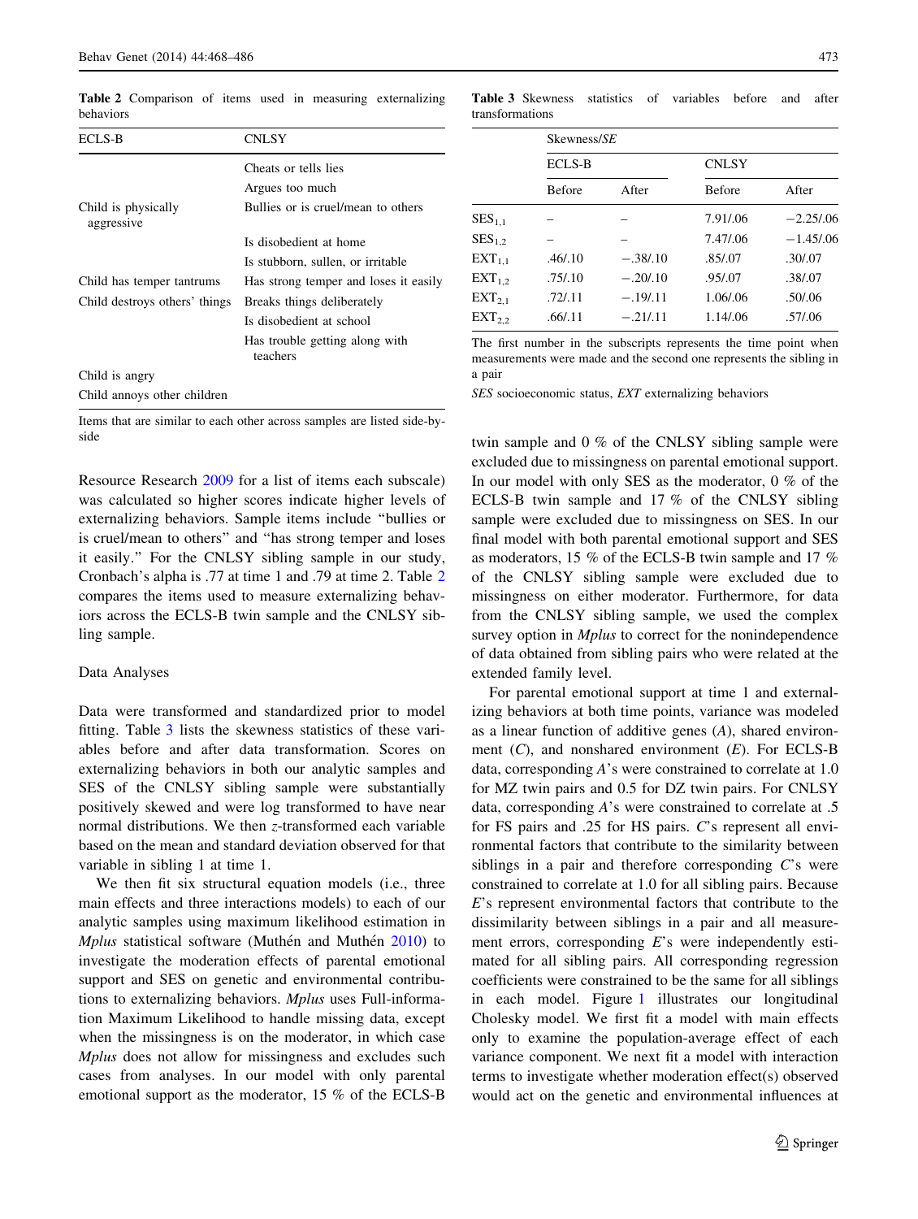**Table 2** Comparison of items used in measuring externalizing behaviors

| ECLS-B | CNLSY |
|---|---|
| | Cheats or tells lies |
| | Argues too much |
| Child is physically aggressive | Bullies or is cruel/mean to others |
| | Is disobedient at home |
| | Is stubborn, sullen, or irritable |
| Child has temper tantrums | Has strong temper and loses it easily |
| Child destroys others' things | Breaks things deliberately |
| | Is disobedient at school |
| | Has trouble getting along with teachers |
| Child is angry | |
| Child annoys other children | |

Items that are similar to each other across samples are listed side-by-side

Resource Research 2009 for a list of items each subscale) was calculated so higher scores indicate higher levels of externalizing behaviors. Sample items include "bullies or is cruel/mean to others" and "has strong temper and loses it easily." For the CNLSY sibling sample in our study, Cronbach's alpha is .77 at time 1 and .79 at time 2. Table 2 compares the items used to measure externalizing behaviors across the ECLS-B twin sample and the CNLSY sibling sample.

### Data Analyses

Data were transformed and standardized prior to model fitting. Table 3 lists the skewness statistics of these variables before and after data transformation. Scores on externalizing behaviors in both our analytic samples and SES of the CNLSY sibling sample were substantially positively skewed and were log transformed to have near normal distributions. We then *z*-transformed each variable based on the mean and standard deviation observed for that variable in sibling 1 at time 1.

We then fit six structural equation models (i.e., three main effects and three interactions models) to each of our analytic samples using maximum likelihood estimation in *Mplus* statistical software (Muthén and Muthén 2010) to investigate the moderation effects of parental emotional support and SES on genetic and environmental contributions to externalizing behaviors. *Mplus* uses Full-information Maximum Likelihood to handle missing data, except when the missingness is on the moderator, in which case *Mplus* does not allow for missingness and excludes such cases from analyses. In our model with only parental emotional support as the moderator, 15 % of the ECLS-B twin sample and 0 % of the CNLSY sibling sample were excluded due to missingness on parental emotional support. In our model with only SES as the moderator, 0 % of the ECLS-B twin sample and 17 % of the CNLSY sibling sample were excluded due to missingness on SES. In our final model with both parental emotional support and SES as moderators, 15 % of the ECLS-B twin sample and 17 % of the CNLSY sibling sample were excluded due to missingness on either moderator. Furthermore, for data from the CNLSY sibling sample, we used the complex survey option in *Mplus* to correct for the nonindependence of data obtained from sibling pairs who were related at the extended family level.

For parental emotional support at time 1 and externalizing behaviors at both time points, variance was modeled as a linear function of additive genes (*A*), shared environment (*C*), and nonshared environment (*E*). For ECLS-B data, corresponding *A*'s were constrained to correlate at 1.0 for MZ twin pairs and 0.5 for DZ twin pairs. For CNLSY data, corresponding *A*'s were constrained to correlate at .5 for FS pairs and .25 for HS pairs. *C*'s represent all environmental factors that contribute to the similarity between siblings in a pair and therefore corresponding *C*'s were constrained to correlate at 1.0 for all sibling pairs. Because *E*'s represent environmental factors that contribute to the dissimilarity between siblings in a pair and all measurement errors, corresponding *E*'s were independently estimated for all sibling pairs. All corresponding regression coefficients were constrained to be the same for all siblings in each model. Figure 1 illustrates our longitudinal Cholesky model. We first fit a model with main effects only to examine the population-average effect of each variance component. We next fit a model with interaction terms to investigate whether moderation effect(s) observed would act on the genetic and environmental influences at

**Table 3** Skewness statistics of variables before and after transformations

| | Skewness/*SE* | | | |
|---|---|---|---|---|
| | ECLS-B | | CNLSY | |
| | Before | After | Before | After |
| $SES_{1,1}$ | – | – | 7.91/.06 | −2.25/.06 |
| $SES_{1,2}$ | – | – | 7.47/.06 | −1.45/.06 |
| $EXT_{1,1}$ | .46/.10 | −.38/.10 | .85/.07 | .30/.07 |
| $EXT_{1,2}$ | .75/.10 | −.20/.10 | .95/.07 | .38/.07 |
| $EXT_{2,1}$ | .72/.11 | −.19/.11 | 1.06/.06 | .50/.06 |
| $EXT_{2,2}$ | .66/.11 | −.21/.11 | 1.14/.06 | .57/.06 |

The first number in the subscripts represents the time point when measurements were made and the second one represents the sibling in a pair

*SES* socioeconomic status, *EXT* externalizing behaviors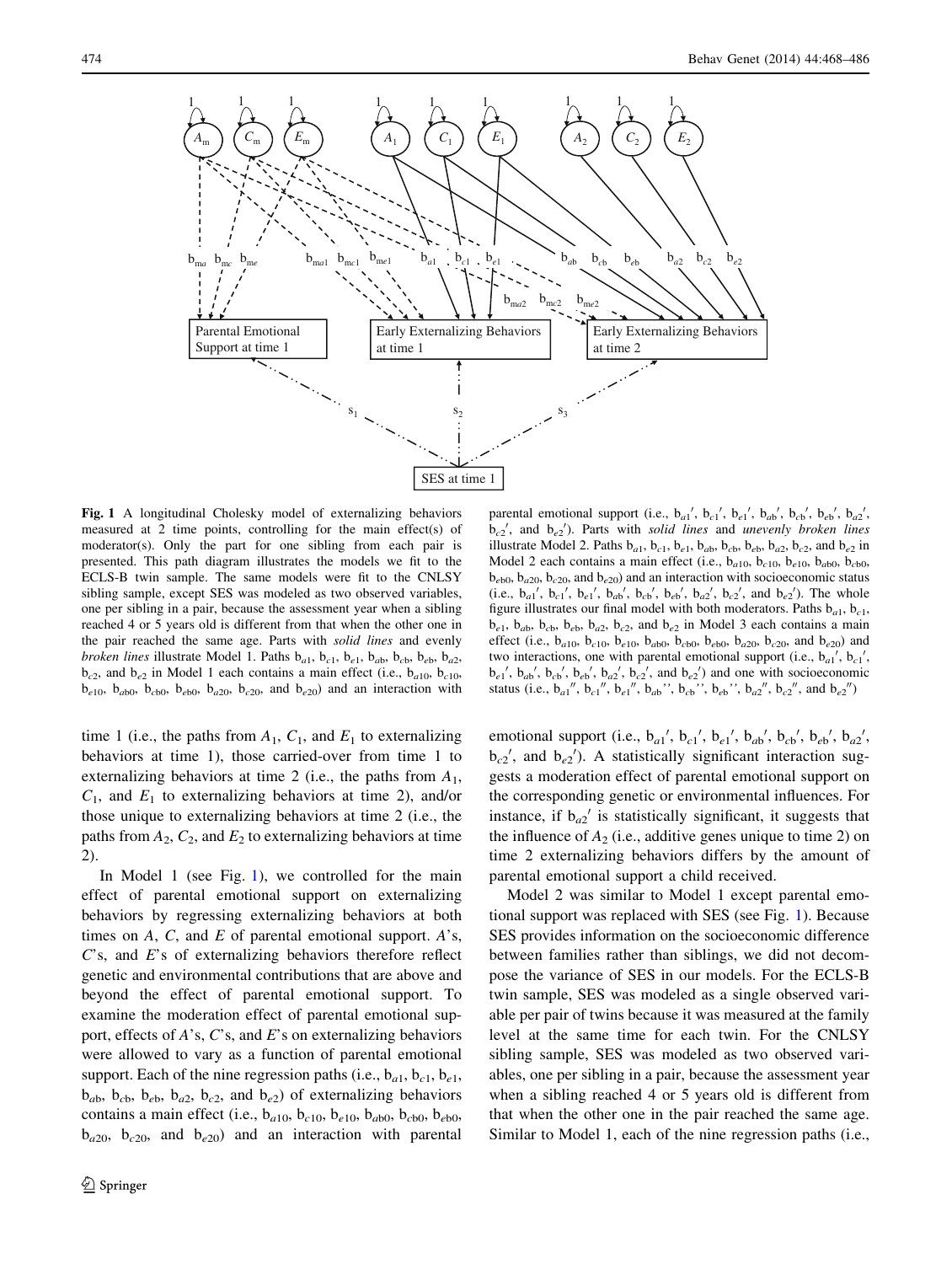**Fig. 1** A longitudinal Cholesky model of externalizing behaviors measured at 2 time points, controlling for the main effect(s) of moderator(s). Only the part for one sibling from each pair is presented. This path diagram illustrates the models we fit to the ECLS-B twin sample. The same models were fit to the CNLSY sibling sample, except SES was modeled as two observed variables, one per sibling in a pair, because the assessment year when a sibling reached 4 or 5 years old is different from that when the other one in the pair reached the same age. Parts with *solid lines* and evenly *broken lines* illustrate Model 1. Paths $b_{a1}$, $b_{c1}$, $b_{e1}$, $b_{ab}$, $b_{cb}$, $b_{eb}$, $b_{a2}$, $b_{c2}$, and $b_{e2}$ in Model 1 each contains a main effect (i.e., $b_{a10}$, $b_{c10}$, $b_{e10}$, $b_{ab0}$, $b_{cb0}$, $b_{eb0}$, $b_{a20}$, $b_{c20}$, and $b_{e20}$) and an interaction with parental emotional support (i.e., $b_{a1}'$, $b_{c1}'$, $b_{e1}'$, $b_{ab}'$, $b_{cb}'$, $b_{eb}'$, $b_{a2}'$, $b_{c2}'$, and $b_{e2}'$). Parts with *solid lines* and *unevenly broken lines* illustrate Model 2. Paths $b_{a1}$, $b_{c1}$, $b_{e1}$, $b_{ab}$, $b_{cb}$, $b_{eb}$, $b_{a2}$, $b_{c2}$, and $b_{e2}$ in Model 2 each contains a main effect (i.e., $b_{a10}$, $b_{c10}$, $b_{e10}$, $b_{ab0}$, $b_{cb0}$, $b_{eb0}$, $b_{a20}$, $b_{c20}$, and $b_{e20}$) and an interaction with socioeconomic status (i.e., $b_{a1}'$, $b_{c1}'$, $b_{e1}'$, $b_{ab}'$, $b_{cb}'$, $b_{eb}'$, $b_{a2}'$, $b_{c2}'$, and $b_{e2}'$). The whole figure illustrates our final model with both moderators. Paths $b_{a1}$, $b_{c1}$, $b_{e1}$, $b_{ab}$, $b_{cb}$, $b_{eb}$, $b_{a2}$, $b_{c2}$, and $b_{e2}$ in Model 3 each contains a main effect (i.e., $b_{a10}$, $b_{c10}$, $b_{e10}$, $b_{ab0}$, $b_{cb0}$, $b_{eb0}$, $b_{a20}$, $b_{c20}$, and $b_{e20}$) and two interactions, one with parental emotional support (i.e., $b_{a1}'$, $b_{c1}'$, $b_{e1}'$, $b_{ab}'$, $b_{cb}'$, $b_{eb}'$, $b_{a2}'$, $b_{c2}'$, and $b_{e2}'$) and one with socioeconomic status (i.e., $b_{a1}''$, $b_{c1}''$, $b_{e1}''$, $b_{ab}''$, $b_{cb}''$, $b_{eb}''$, $b_{a2}''$, $b_{c2}''$, and $b_{e2}''$)

time 1 (i.e., the paths from $A_1$, $C_1$, and $E_1$ to externalizing behaviors at time 1), those carried-over from time 1 to externalizing behaviors at time 2 (i.e., the paths from $A_1$, $C_1$, and $E_1$ to externalizing behaviors at time 2), and/or those unique to externalizing behaviors at time 2 (i.e., the paths from $A_2$, $C_2$, and $E_2$ to externalizing behaviors at time 2).

In Model 1 (see Fig. 1), we controlled for the main effect of parental emotional support on externalizing behaviors by regressing externalizing behaviors at both times on *A*, *C*, and *E* of parental emotional support. *A*'s, *C*'s, and *E*'s of externalizing behaviors therefore reflect genetic and environmental contributions that are above and beyond the effect of parental emotional support. To examine the moderation effect of parental emotional support, effects of *A*'s, *C*'s, and *E*'s on externalizing behaviors were allowed to vary as a function of parental emotional support. Each of the nine regression paths (i.e., $b_{a1}$, $b_{c1}$, $b_{e1}$, $b_{ab}$, $b_{cb}$, $b_{eb}$, $b_{a2}$, $b_{c2}$, and $b_{e2}$) of externalizing behaviors contains a main effect (i.e., $b_{a10}$, $b_{c10}$, $b_{e10}$, $b_{ab0}$, $b_{cb0}$, $b_{eb0}$, $b_{a20}$, $b_{c20}$, and $b_{e20}$) and an interaction with parental emotional support (i.e., $b_{a1}'$, $b_{c1}'$, $b_{e1}'$, $b_{ab}'$, $b_{cb}'$, $b_{eb}'$, $b_{a2}'$, $b_{c2}'$, and $b_{e2}'$). A statistically significant interaction suggests a moderation effect of parental emotional support on the corresponding genetic or environmental influences. For instance, if $b_{a2}'$ is statistically significant, it suggests that the influence of $A_2$ (i.e., additive genes unique to time 2) on time 2 externalizing behaviors differs by the amount of parental emotional support a child received.

Model 2 was similar to Model 1 except parental emotional support was replaced with SES (see Fig. 1). Because SES provides information on the socioeconomic difference between families rather than siblings, we did not decompose the variance of SES in our models. For the ECLS-B twin sample, SES was modeled as a single observed variable per pair of twins because it was measured at the family level at the same time for each twin. For the CNLSY sibling sample, SES was modeled as two observed variables, one per sibling in a pair, because the assessment year when a sibling reached 4 or 5 years old is different from that when the other one in the pair reached the same age. Similar to Model 1, each of the nine regression paths (i.e.,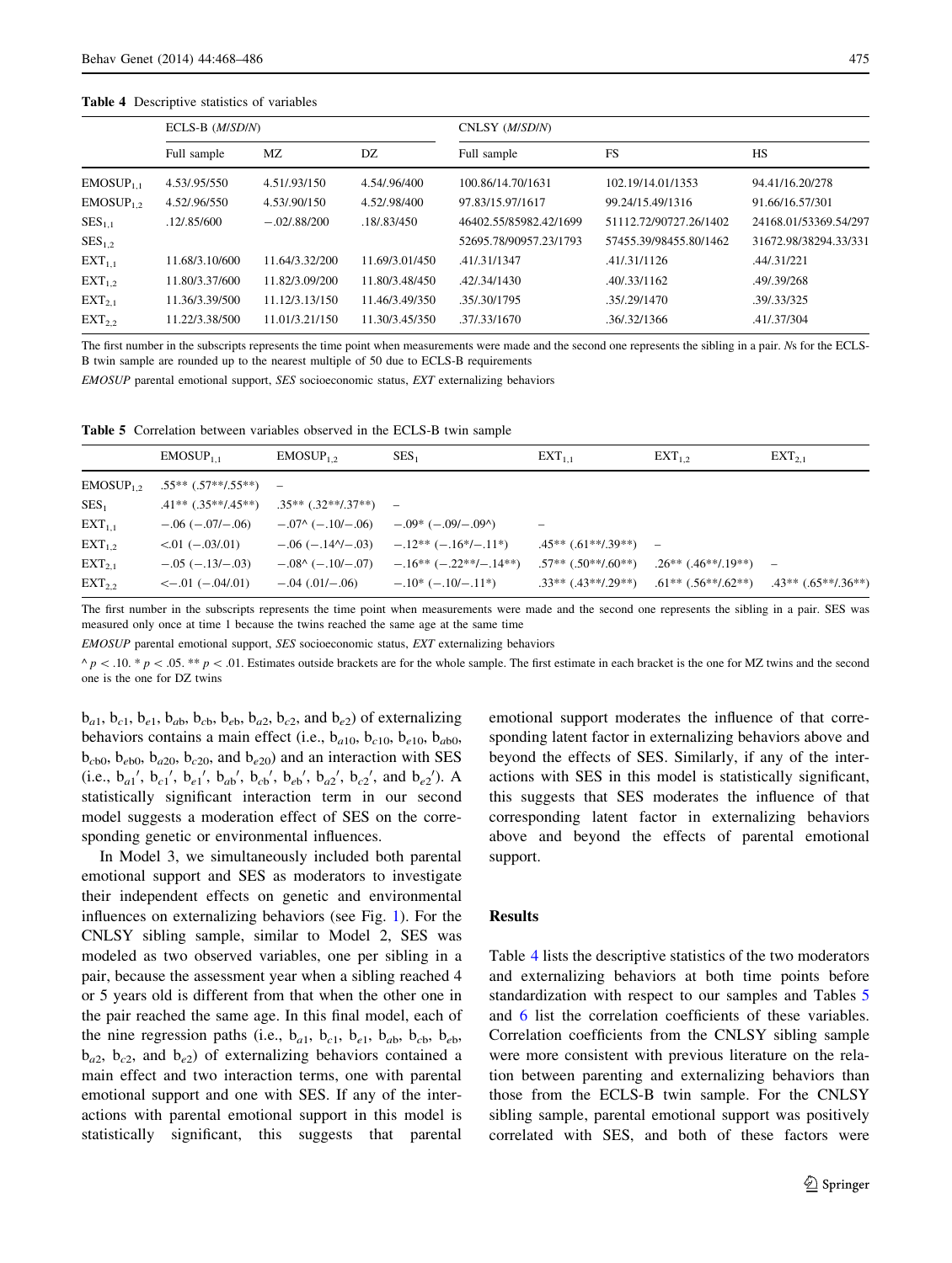**Table 4** Descriptive statistics of variables

| | ECLS-B (*M*/*SD*/*N*) | | | CNLSY (*M*/*SD*/*N*) | | |
|---|---|---|---|---|---|---|
| | Full sample | MZ | DZ | Full sample | FS | HS |
| $EMOSUP_{1,1}$ | 4.53/.95/550 | 4.51/.93/150 | 4.54/.96/400 | 100.86/14.70/1631 | 102.19/14.01/1353 | 94.41/16.20/278 |
| $EMOSUP_{1,2}$ | 4.52/.96/550 | 4.53/.90/150 | 4.52/.98/400 | 97.83/15.97/1617 | 99.24/15.49/1316 | 91.66/16.57/301 |
| $SES_{1,1}$ | .12/.85/600 | −.02/.88/200 | .18/.83/450 | 46402.55/85982.42/1699 | 51112.72/90727.26/1402 | 24168.01/53369.54/297 |
| $SES_{1,2}$ | | | | 52695.78/90957.23/1793 | 57455.39/98455.80/1462 | 31672.98/38294.33/331 |
| $EXT_{1,1}$ | 11.68/3.10/600 | 11.64/3.32/200 | 11.69/3.01/450 | .41/.31/1347 | .41/.31/1126 | .44/.31/221 |
| $EXT_{1,2}$ | 11.80/3.37/600 | 11.82/3.09/200 | 11.80/3.48/450 | .42/.34/1430 | .40/.33/1162 | .49/.39/268 |
| $EXT_{2,1}$ | 11.36/3.39/500 | 11.12/3.13/150 | 11.46/3.49/350 | .35/.30/1795 | .35/.29/1470 | .39/.33/325 |
| $EXT_{2,2}$ | 11.22/3.38/500 | 11.01/3.21/150 | 11.30/3.45/350 | .37/.33/1670 | .36/.32/1366 | .41/.37/304 |

The first number in the subscripts represents the time point when measurements were made and the second one represents the sibling in a pair. *N*s for the ECLS-B twin sample are rounded up to the nearest multiple of 50 due to ECLS-B requirements

*EMOSUP* parental emotional support, *SES* socioeconomic status, *EXT* externalizing behaviors

**Table 5** Correlation between variables observed in the ECLS-B twin sample

| | $EMOSUP_{1,1}$ | $EMOSUP_{1,2}$ | $SES_1$ | $EXT_{1,1}$ | $EXT_{1,2}$ | $EXT_{2,1}$ |
|---|---|---|---|---|---|---|
| $EMOSUP_{1,2}$ | .55** (.57**/.55**) | – | | | | |
| $SES_1$ | .41** (.35**/.45**) | .35** (.32**/.37**) | – | | | |
| $EXT_{1,1}$ | −.06 (−.07/−.06) | −.07^ (−.10/−.06) | −.09* (−.09/−.09^) | – | | |
| $EXT_{1,2}$ | <.01 (−.03/.01) | −.06 (−.14^/−.03) | −.12** (−.16*/−.11*) | .45** (.61**/.39**) | – | |
| $EXT_{2,1}$ | −.05 (−.13/−.03) | −.08^ (−.10/−.07) | −.16** (−.22**/−.14**) | .57** (.50**/.60**) | .26** (.46**/.19**) | – |
| $EXT_{2,2}$ | <−.01 (−.04/.01) | −.04 (.01/−.06) | −.10* (−.10/−.11*) | .33** (.43**/.29**) | .61** (.56**/.62**) | .43** (.65**/.36**) |

The first number in the subscripts represents the time point when measurements were made and the second one represents the sibling in a pair. SES was measured only once at time 1 because the twins reached the same age at the same time

*EMOSUP* parental emotional support, *SES* socioeconomic status, *EXT* externalizing behaviors

^ $p < .10$. * $p < .05$. ** $p < .01$. Estimates outside brackets are for the whole sample. The first estimate in each bracket is the one for MZ twins and the second one is the one for DZ twins

$b_{a1}$, $b_{c1}$, $b_{e1}$, $b_{ab}$, $b_{cb}$, $b_{eb}$, $b_{a2}$, $b_{c2}$, and $b_{e2}$) of externalizing behaviors contains a main effect (i.e., $b_{a10}$, $b_{c10}$, $b_{e10}$, $b_{ab0}$, $b_{cb0}$, $b_{eb0}$, $b_{a20}$, $b_{c20}$, and $b_{e20}$) and an interaction with SES (i.e., $b_{a1}'$, $b_{c1}'$, $b_{e1}'$, $b_{ab}'$, $b_{cb}'$, $b_{eb}'$, $b_{a2}'$, $b_{c2}'$, and $b_{e2}'$). A statistically significant interaction term in our second model suggests a moderation effect of SES on the corresponding genetic or environmental influences.

In Model 3, we simultaneously included both parental emotional support and SES as moderators to investigate their independent effects on genetic and environmental influences on externalizing behaviors (see Fig. 1). For the CNLSY sibling sample, similar to Model 2, SES was modeled as two observed variables, one per sibling in a pair, because the assessment year when a sibling reached 4 or 5 years old is different from that when the other one in the pair reached the same age. In this final model, each of the nine regression paths (i.e., $b_{a1}$, $b_{c1}$, $b_{e1}$, $b_{ab}$, $b_{cb}$, $b_{eb}$, $b_{a2}$, $b_{c2}$, and $b_{e2}$) of externalizing behaviors contained a main effect and two interaction terms, one with parental emotional support and one with SES. If any of the interactions with parental emotional support in this model is statistically significant, this suggests that parental emotional support moderates the influence of that corresponding latent factor in externalizing behaviors above and beyond the effects of SES. Similarly, if any of the interactions with SES in this model is statistically significant, this suggests that SES moderates the influence of that corresponding latent factor in externalizing behaviors above and beyond the effects of parental emotional support.

## Results

Table 4 lists the descriptive statistics of the two moderators and externalizing behaviors at both time points before standardization with respect to our samples and Tables 5 and 6 list the correlation coefficients of these variables. Correlation coefficients from the CNLSY sibling sample were more consistent with previous literature on the relation between parenting and externalizing behaviors than those from the ECLS-B twin sample. For the CNLSY sibling sample, parental emotional support was positively correlated with SES, and both of these factors were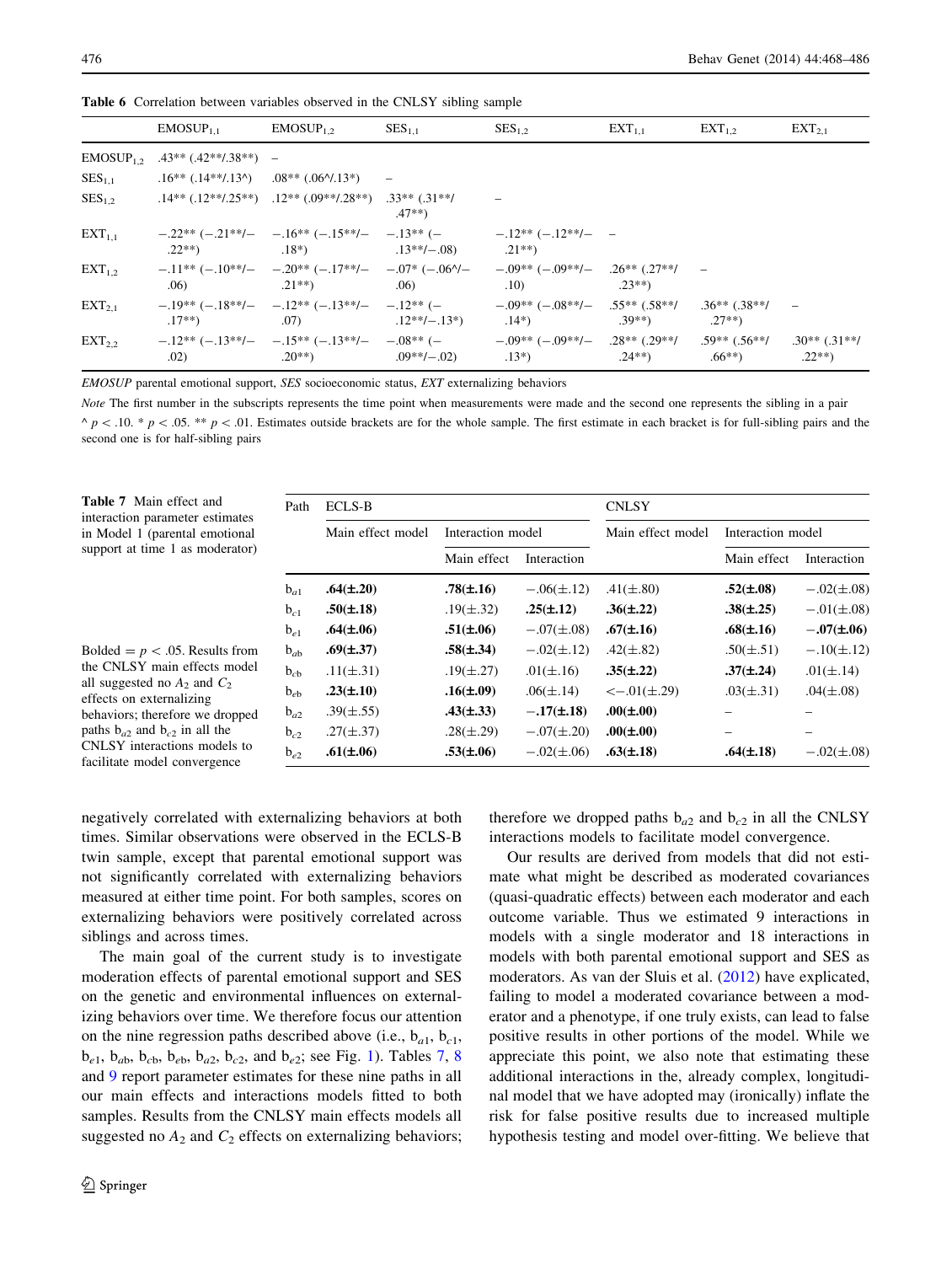**Table 6** Correlation between variables observed in the CNLSY sibling sample

| | $EMOSUP_{1,1}$ | $EMOSUP_{1,2}$ | $SES_{1,1}$ | $SES_{1,2}$ | $EXT_{1,1}$ | $EXT_{1,2}$ | $EXT_{2,1}$ |
|---|---|---|---|---|---|---|---|
| $EMOSUP_{1,2}$ | .43** (.42**/.38**) | – | | | | | |
| $SES_{1,1}$ | .16** (.14**/.13^) | .08** (.06^/.13*) | – | | | | |
| $SES_{1,2}$ | .14** (.12**/.25**) | .12** (.09**/.28**) | .33** (.31**/.47**) | – | | | |
| $EXT_{1,1}$ | −.22** (−.21**/−.22**) | −.16** (−.15**/−.18*) | −.13** (−.13**/−.08) | −.12** (−.12**/−.21**) | – | | |
| $EXT_{1,2}$ | −.11** (−.10**/−.06) | −.20** (−.17**/−.21**) | −.07* (−.06^/−.06) | −.09** (−.09**/−.10) | .26** (.27**/.23**) | – | |
| $EXT_{2,1}$ | −.19** (−.18**/−.17**) | −.12** (−.13**/−.07) | −.12** (−.12**/−.13*) | −.09** (−.08**/−.14*) | .55** (.58**/.39**) | .36** (.38**/.27**) | – |
| $EXT_{2,2}$ | −.12** (−.13**/−.02) | −.15** (−.13**/−.20**) | −.08** (−.09**/−.02) | −.09** (−.09**/−.13*) | .28** (.29**/.24**) | .59** (.56**/.66**) | .30** (.31**/.22**) |

*EMOSUP* parental emotional support, *SES* socioeconomic status, *EXT* externalizing behaviors

*Note* The first number in the subscripts represents the time point when measurements were made and the second one represents the sibling in a pair

^ $p < .10$. * $p < .05$. ** $p < .01$. Estimates outside brackets are for the whole sample. The first estimate in each bracket is for full-sibling pairs and the second one is for half-sibling pairs

**Table 7** Main effect and interaction parameter estimates in Model 1 (parental emotional support at time 1 as moderator)

| Path | ECLS-B | | | CNLSY | | |
|---|---|---|---|---|---|---|
| | Main effect model | Interaction model | | Main effect model | Interaction model | |
| | | Main effect | Interaction | | Main effect | Interaction |
| $b_{a1}$ | **.64(±.20)** | **.78(±.16)** | −.06(±.12) | .41(±.80) | **.52(±.08)** | −.02(±.08) |
| $b_{c1}$ | **.50(±.18)** | .19(±.32) | **.25(±.12)** | **.36(±.22)** | **.38(±.25)** | −.01(±.08) |
| $b_{e1}$ | **.64(±.06)** | **.51(±.06)** | −.07(±.08) | **.67(±.16)** | **.68(±.16)** | **−.07(±.06)** |
| $b_{ab}$ | **.69(±.37)** | **.58(±.34)** | −.02(±.12) | .42(±.82) | .50(±.51) | −.10(±.12) |
| $b_{cb}$ | .11(±.31) | .19(±.27) | .01(±.16) | **.35(±.22)** | **.37(±.24)** | .01(±.14) |
| $b_{eb}$ | **.23(±.10)** | **.16(±.09)** | .06(±.14) | <−.01(±.29) | .03(±.31) | .04(±.08) |
| $b_{a2}$ | .39(±.55) | **.43(±.33)** | **−.17(±.18)** | **.00(±.00)** | – | – |
| $b_{c2}$ | .27(±.37) | .28(±.29) | −.07(±.20) | **.00(±.00)** | – | – |
| $b_{e2}$ | **.61(±.06)** | **.53(±.06)** | −.02(±.06) | **.63(±.18)** | **.64(±.18)** | −.02(±.08) |

Bolded = $p < .05$. Results from the CNLSY main effects model all suggested no $A_2$ and $C_2$ effects on externalizing behaviors; therefore we dropped paths $b_{a2}$ and $b_{c2}$ in all the CNLSY interactions models to facilitate model convergence

negatively correlated with externalizing behaviors at both times. Similar observations were observed in the ECLS-B twin sample, except that parental emotional support was not significantly correlated with externalizing behaviors measured at either time point. For both samples, scores on externalizing behaviors were positively correlated across siblings and across times.

The main goal of the current study is to investigate moderation effects of parental emotional support and SES on the genetic and environmental influences on externalizing behaviors over time. We therefore focus our attention on the nine regression paths described above (i.e., $b_{a1}$, $b_{c1}$, $b_{e1}$, $b_{ab}$, $b_{cb}$, $b_{eb}$, $b_{a2}$, $b_{c2}$, and $b_{e2}$; see Fig. 1). Tables 7, 8 and 9 report parameter estimates for these nine paths in all our main effects and interactions models fitted to both samples. Results from the CNLSY main effects models all suggested no $A_2$ and $C_2$ effects on externalizing behaviors; therefore we dropped paths $b_{a2}$ and $b_{c2}$ in all the CNLSY interactions models to facilitate model convergence.

Our results are derived from models that did not estimate what might be described as moderated covariances (quasi-quadratic effects) between each moderator and each outcome variable. Thus we estimated 9 interactions in models with a single moderator and 18 interactions in models with both parental emotional support and SES as moderators. As van der Sluis et al. (2012) have explicated, failing to model a moderated covariance between a moderator and a phenotype, if one truly exists, can lead to false positive results in other portions of the model. While we appreciate this point, we also note that estimating these additional interactions in the, already complex, longitudinal model that we have adopted may (ironically) inflate the risk for false positive results due to increased multiple hypothesis testing and model over-fitting. We believe that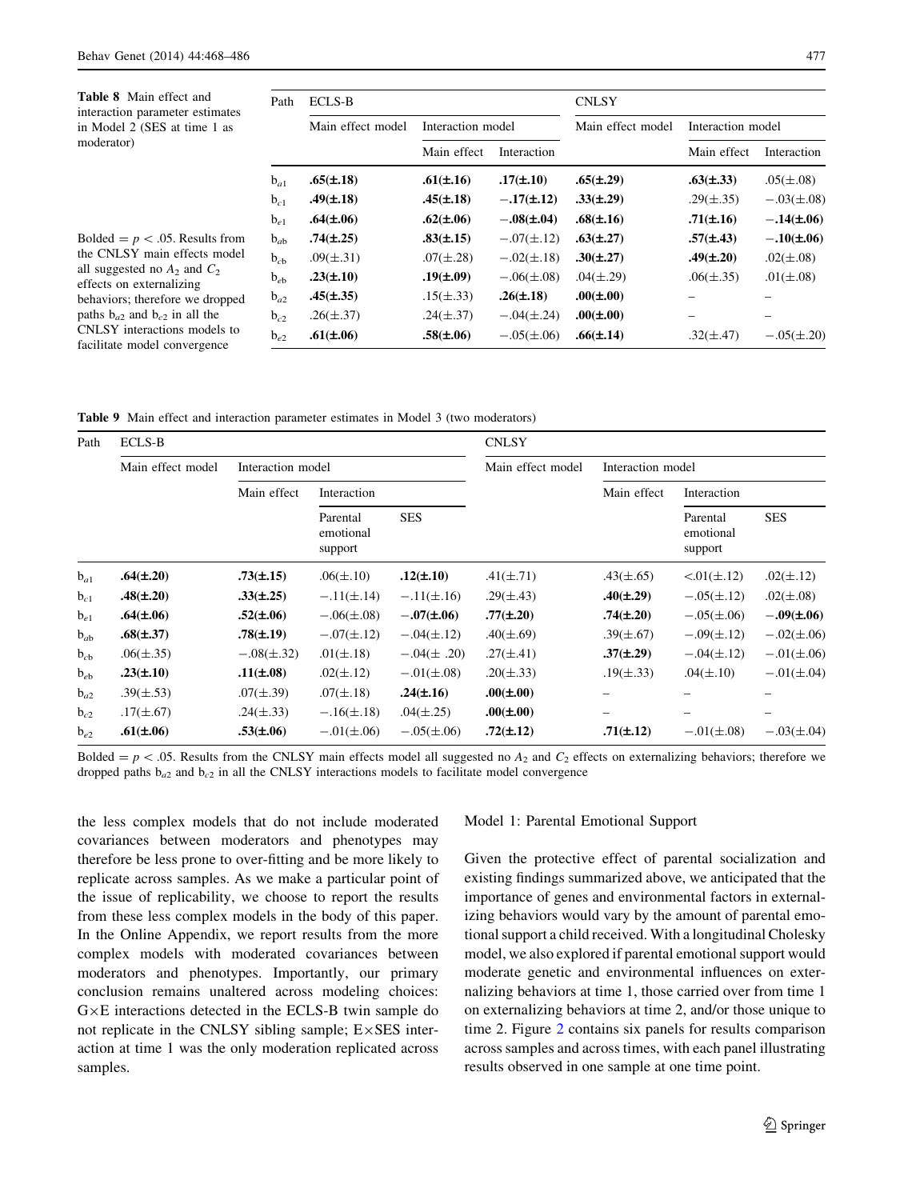**Table 8** Main effect and interaction parameter estimates in Model 2 (SES at time 1 as moderator)

| Path | ECLS-B | | | CNLSY | | |
|---|---|---|---|---|---|---|
| | Main effect model | Interaction model | | Main effect model | Interaction model | |
| | | Main effect | Interaction | | Main effect | Interaction |
| $b_{a1}$ | **.65(±.18)** | **.61(±.16)** | **.17(±.10)** | **.65(±.29)** | **.63(±.33)** | .05(±.08) |
| $b_{c1}$ | **.49(±.18)** | **.45(±.18)** | **−.17(±.12)** | **.33(±.29)** | .29(±.35) | −.03(±.08) |
| $b_{e1}$ | **.64(±.06)** | **.62(±.06)** | **−.08(±.04)** | **.68(±.16)** | **.71(±.16)** | **−.14(±.06)** |
| $b_{ab}$ | **.74(±.25)** | **.83(±.15)** | −.07(±.12) | **.63(±.27)** | **.57(±.43)** | **−.10(±.06)** |
| $b_{cb}$ | .09(±.31) | .07(±.28) | −.02(±.18) | **.30(±.27)** | **.49(±.20)** | .02(±.08) |
| $b_{eb}$ | **.23(±.10)** | **.19(±.09)** | −.06(±.08) | .04(±.29) | .06(±.35) | .01(±.08) |
| $b_{a2}$ | **.45(±.35)** | .15(±.33) | **.26(±.18)** | **.00(±.00)** | – | – |
| $b_{c2}$ | .26(±.37) | .24(±.37) | −.04(±.24) | **.00(±.00)** | – | – |
| $b_{e2}$ | **.61(±.06)** | **.58(±.06)** | −.05(±.06) | **.66(±.14)** | .32(±.47) | −.05(±.20) |

Bolded = $p < .05$. Results from the CNLSY main effects model all suggested no $A_2$ and $C_2$ effects on externalizing behaviors; therefore we dropped paths $b_{a2}$ and $b_{c2}$ in all the CNLSY interactions models to facilitate model convergence

**Table 9** Main effect and interaction parameter estimates in Model 3 (two moderators)

| Path | ECLS-B | | | | CNLSY | | | |
|---|---|---|---|---|---|---|---|---|
| | Main effect model | Interaction model | | | Main effect model | Interaction model | | |
| | | Main effect | Interaction | | | Main effect | Interaction | |
| | | | Parental emotional support | SES | | | Parental emotional support | SES |
| $b_{a1}$ | **.64(±.20)** | **.73(±.15)** | .06(±.10) | **.12(±.10)** | .41(±.71) | .43(±.65) | <.01(±.12) | .02(±.12) |
| $b_{c1}$ | **.48(±.20)** | **.33(±.25)** | −.11(±.14) | −.11(±.16) | .29(±.43) | **.40(±.29)** | −.05(±.12) | .02(±.08) |
| $b_{e1}$ | **.64(±.06)** | **.52(±.06)** | −.06(±.08) | **−.07(±.06)** | **.77(±.20)** | **.74(±.20)** | −.05(±.06) | **−.09(±.06)** |
| $b_{ab}$ | **.68(±.37)** | **.78(±.19)** | −.07(±.12) | −.04(±.12) | .40(±.69) | .39(±.67) | −.09(±.12) | −.02(±.06) |
| $b_{cb}$ | .06(±.35) | −.08(±.32) | .01(±.18) | −.04(± .20) | .27(±.41) | **.37(±.29)** | −.04(±.12) | −.01(±.06) |
| $b_{eb}$ | **.23(±.10)** | **.11(±.08)** | .02(±.12) | −.01(±.08) | .20(±.33) | .19(±.33) | .04(±.10) | −.01(±.04) |
| $b_{a2}$ | .39(±.53) | .07(±.39) | .07(±.18) | **.24(±.16)** | **.00(±.00)** | – | – | – |
| $b_{c2}$ | .17(±.67) | .24(±.33) | −.16(±.18) | .04(±.25) | **.00(±.00)** | – | – | – |
| $b_{e2}$ | **.61(±.06)** | **.53(±.06)** | −.01(±.06) | −.05(±.06) | **.72(±.12)** | **.71(±.12)** | −.01(±.08) | −.03(±.04) |

Bolded = $p < .05$. Results from the CNLSY main effects model all suggested no $A_2$ and $C_2$ effects on externalizing behaviors; therefore we dropped paths $b_{a2}$ and $b_{c2}$ in all the CNLSY interactions models to facilitate model convergence

the less complex models that do not include moderated covariances between moderators and phenotypes may therefore be less prone to over-fitting and be more likely to replicate across samples. As we make a particular point of the issue of replicability, we choose to report the results from these less complex models in the body of this paper. In the Online Appendix, we report results from the more complex models with moderated covariances between moderators and phenotypes. Importantly, our primary conclusion remains unaltered across modeling choices: G×E interactions detected in the ECLS-B twin sample do not replicate in the CNLSY sibling sample; E×SES interaction at time 1 was the only moderation replicated across samples.

Model 1: Parental Emotional Support

Given the protective effect of parental socialization and existing findings summarized above, we anticipated that the importance of genes and environmental factors in externalizing behaviors would vary by the amount of parental emotional support a child received. With a longitudinal Cholesky model, we also explored if parental emotional support would moderate genetic and environmental influences on externalizing behaviors at time 1, those carried over from time 1 on externalizing behaviors at time 2, and/or those unique to time 2. Figure 2 contains six panels for results comparison across samples and across times, with each panel illustrating results observed in one sample at one time point.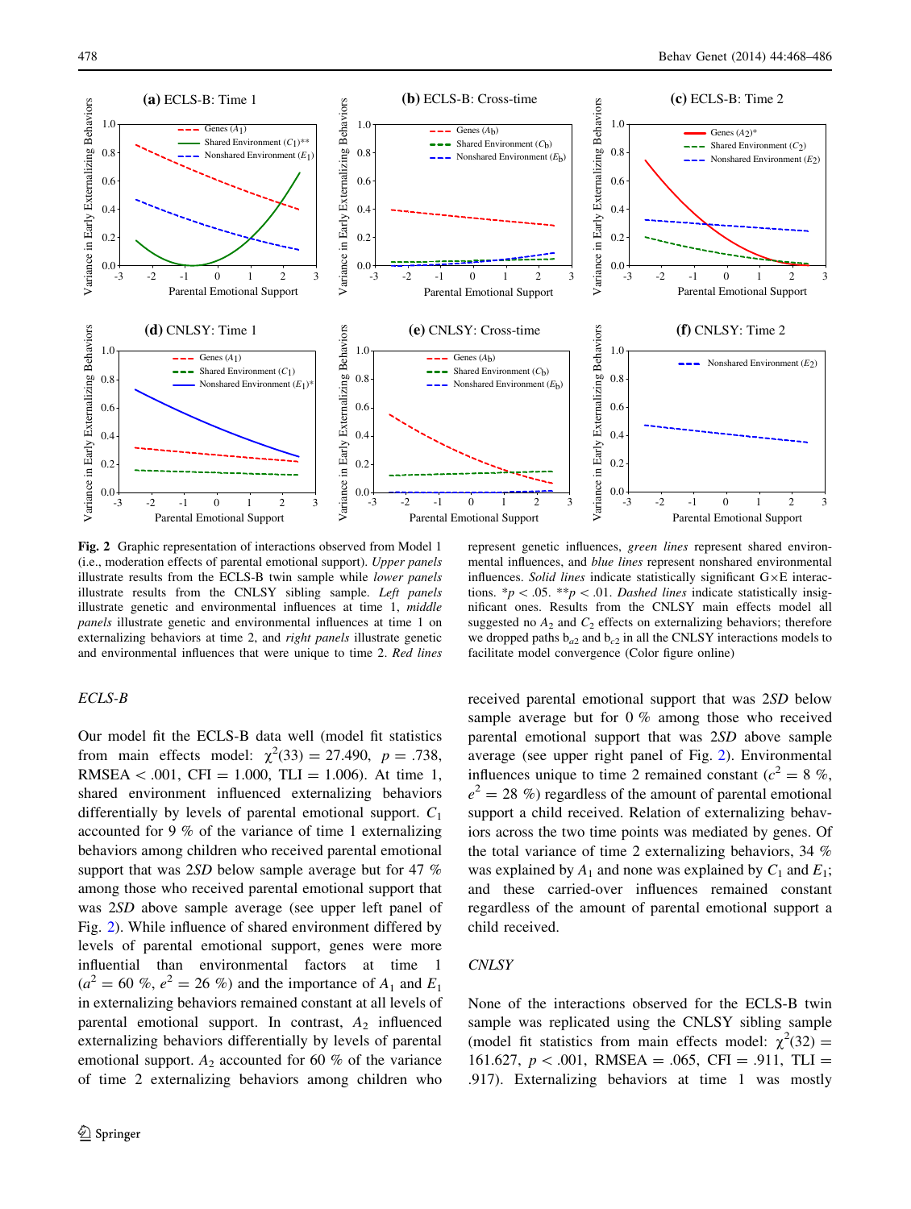**Fig. 2** Graphic representation of interactions observed from Model 1 (i.e., moderation effects of parental emotional support). *Upper panels* illustrate results from the ECLS-B twin sample while *lower panels* illustrate results from the CNLSY sibling sample. *Left panels* illustrate genetic and environmental influences at time 1, *middle panels* illustrate genetic and environmental influences at time 1 on externalizing behaviors at time 2, and *right panels* illustrate genetic and environmental influences that were unique to time 2. *Red lines* represent genetic influences, *green lines* represent shared environmental influences, and *blue lines* represent nonshared environmental influences. *Solid lines* indicate statistically significant G×E interactions. *$p < .05$. **$p < .01$. *Dashed lines* indicate statistically insignificant ones. Results from the CNLSY main effects model all suggested no $A_2$ and $C_2$ effects on externalizing behaviors; therefore we dropped paths $b_{a2}$ and $b_{c2}$ in all the CNLSY interactions models to facilitate model convergence (Color figure online)

*ECLS-B*

Our model fit the ECLS-B data well (model fit statistics from main effects model: $\chi^2(33) = 27.490$, $p = .738$, RMSEA $< .001$, CFI $= 1.000$, TLI $= 1.006$). At time 1, shared environment influenced externalizing behaviors differentially by levels of parental emotional support. $C_1$ accounted for 9 % of the variance of time 1 externalizing behaviors among children who received parental emotional support that was 2*SD* below sample average but for 47 % among those who received parental emotional support that was 2*SD* above sample average (see upper left panel of Fig. 2). While influence of shared environment differed by levels of parental emotional support, genes were more influential than environmental factors at time 1 ($a^2 = 60$ %, $e^2 = 26$ %) and the importance of $A_1$ and $E_1$ in externalizing behaviors remained constant at all levels of parental emotional support. In contrast, $A_2$ influenced externalizing behaviors differentially by levels of the parental emotional support. $A_2$ accounted for 60 % of the variance of time 2 externalizing behaviors among children who received parental emotional support that was 2*SD* below sample average but for 0 % among those who received parental emotional support that was 2*SD* above sample average (see upper right panel of Fig. 2). Environmental influences unique to time 2 remained constant ($c^2 = 8$ %, $e^2 = 28$ %) regardless of the amount of parental emotional support a child received. Relation of externalizing behaviors across the two time points was mediated by genes. Of the total variance of time 2 externalizing behaviors, 34 % was explained by $A_1$ and none was explained by $C_1$ and $E_1$; and these carried-over influences remained constant regardless of the amount of parental emotional support a child received.

*CNLSY*

None of the interactions observed for the ECLS-B twin sample was replicated using the CNLSY sibling sample (model fit statistics from main effects model: $\chi^2(32) = 161.627$, $p < .001$, RMSEA $= .065$, CFI $= .911$, TLI $= .917$). Externalizing behaviors at time 1 was mostly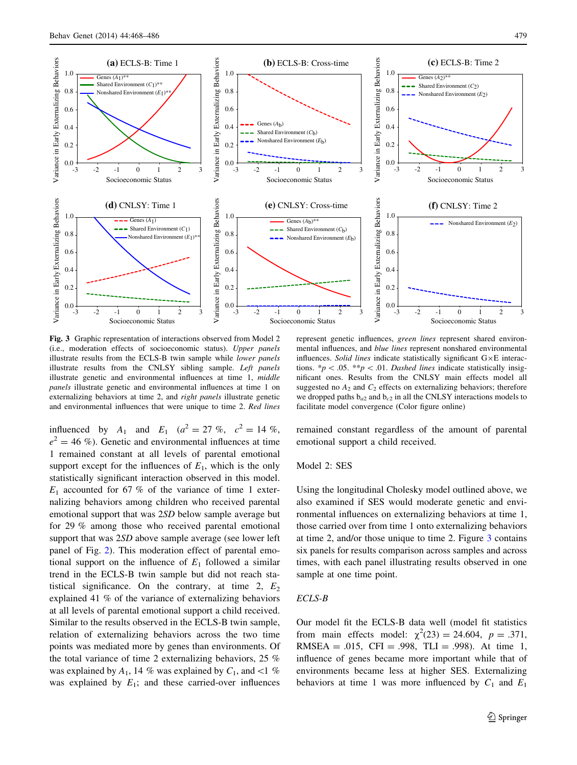Fig. 3 Graphic representation of interactions observed from Model 2 (i.e., moderation effects of socioeconomic status). *Upper panels* illustrate results from the ECLS-B twin sample while *lower panels* illustrate results from the CNLSY sibling sample. *Left panels* illustrate genetic and environmental influences at time 1, *middle panels* illustrate genetic and environmental influences at time 1 on externalizing behaviors at time 2, and *right panels* illustrate genetic and environmental influences that were unique to time 2. *Red lines* represent genetic influences, *green lines* represent shared environmental influences, and *blue lines* represent nonshared environmental influences. *Solid lines* indicate statistically significant G×E interactions. *$p < .05$. **$p < .01$. *Dashed lines* indicate statistically insignificant ones. Results from the CNLSY main effects model all suggested no $A_2$ and $C_2$ effects on externalizing behaviors; therefore we dropped paths $b_{a2}$ and $b_{c2}$ in all the CNLSY interactions models to facilitate model convergence (Color figure online)

influenced by $A_1$ and $E_1$ ($a^2 = 27$ %, $c^2 = 14$ %, $e^2 = 46$ %). Genetic and environmental influences at time 1 remained constant at all levels of parental emotional support except for the influences of $E_1$, which is the only statistically significant interaction observed in this model. $E_1$ accounted for 67 % of the variance of time 1 externalizing behaviors among children who received parental emotional support that was 2*SD* below sample average but for 29 % among those who received parental emotional support that was 2*SD* above sample average (see lower left panel of Fig. 2). This moderation effect of parental emotional support on the influence of $E_1$ followed a similar trend in the ECLS-B twin sample but did not reach statistical significance. On the contrary, at time 2, $E_2$ explained 41 % of the variance of externalizing behaviors at all levels of parental emotional support a child received. Similar to the results observed in the ECLS-B twin sample, relation of externalizing behaviors across the two time points was mediated more by genes than environments. Of the total variance of time 2 externalizing behaviors, 25 % was explained by $A_1$, 14 % was explained by $C_1$, and <1 % was explained by $E_1$; and these carried-over influences remained constant regardless of the amount of parental emotional support a child received.

## Model 2: SES

Using the longitudinal Cholesky model outlined above, we also examined if SES would moderate genetic and environmental influences on externalizing behaviors at time 1, those carried over from time 1 onto externalizing behaviors at time 2, and/or those unique to time 2. Figure 3 contains six panels for results comparison across samples and across times, with each panel illustrating results observed in one sample at one time point.

### *ECLS-B*

Our model fit the ECLS-B data well (model fit statistics from main effects model: $\chi^2(23) = 24.604$, $p = .371$, RMSEA = .015, CFI = .998, TLI = .998). At time 1, influence of genes became more important while that of environments became less at higher SES. Externalizing behaviors at time 1 was more influenced by $C_1$ and $E_1$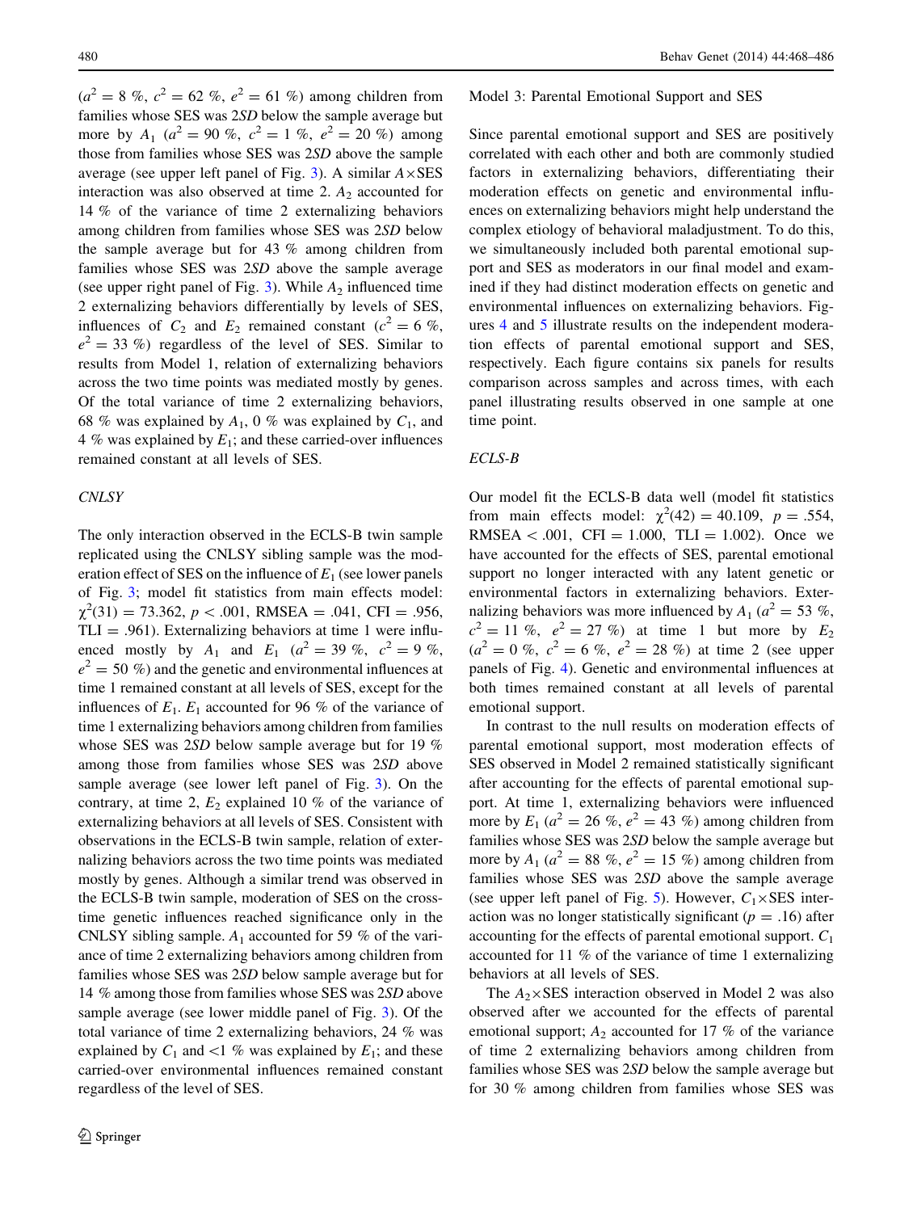($a^2 = 8$ %, $c^2 = 62$ %, $e^2 = 61$ %) among children from families whose SES was 2*SD* below the sample average but more by $A_1$ ($a^2 = 90$ %, $c^2 = 1$ %, $e^2 = 20$ %) among those from families whose SES was 2*SD* above the sample average (see upper left panel of Fig. 3). A similar $A \times$SES interaction was also observed at time 2. $A_2$ accounted for 14 % of the variance of time 2 externalizing behaviors among children from families whose SES was 2*SD* below the sample average but for 43 % among children from families whose SES was 2*SD* above the sample average (see upper right panel of Fig. 3). While $A_2$ influenced time 2 externalizing behaviors differentially by levels of SES, influences of $C_2$ and $E_2$ remained constant ($c^2 = 6$ %, $e^2 = 33$ %) regardless of the level of SES. Similar to results from Model 1, relation of externalizing behaviors across the two time points was mediated mostly by genes. Of the total variance of time 2 externalizing behaviors, 68 % was explained by $A_1$, 0 % was explained by $C_1$, and 4 % was explained by $E_1$; and these carried-over influences remained constant at all levels of SES.

### *CNLSY*

The only interaction observed in the ECLS-B twin sample replicated using the CNLSY sibling sample was the moderation effect of SES on the influence of $E_1$ (see lower panels of Fig. 3; model fit statistics from main effects model: $\chi^2(31) = 73.362$, $p < .001$, RMSEA = .041, CFI = .956, TLI = .961). Externalizing behaviors at time 1 were influenced mostly by $A_1$ and $E_1$ ($a^2 = 39$ %, $c^2 = 9$ %, $e^2 = 50$ %) and the genetic and environmental influences at time 1 remained constant at all levels of SES, except for the influences of $E_1$. $E_1$ accounted for 96 % of the variance of time 1 externalizing behaviors among children from families whose SES was 2*SD* below sample average but for 19 % among those from families whose SES was 2*SD* above sample average (see lower left panel of Fig. 3). On the contrary, at time 2, $E_2$ explained 10 % of the variance of externalizing behaviors at all levels of SES. Consistent with observations in the ECLS-B twin sample, relation of externalizing behaviors across the two time points was mediated mostly by genes. Although a similar trend was observed in the ECLS-B twin sample, moderation of SES on the cross-time genetic influences reached significance only in the CNLSY sibling sample. $A_1$ accounted for 59 % of the variance of time 2 externalizing behaviors among children from families whose SES was 2*SD* below sample average but for 14 % among those from families whose SES was 2*SD* above sample average (see lower middle panel of Fig. 3). Of the total variance of time 2 externalizing behaviors, 24 % was explained by $C_1$ and <1 % was explained by $E_1$; and these carried-over environmental influences remained constant regardless of the level of SES.

## Model 3: Parental Emotional Support and SES

Since parental emotional support and SES are positively correlated with each other and both are commonly studied factors in externalizing behaviors, differentiating their moderation effects on genetic and environmental influences on externalizing behaviors might help understand the complex etiology of behavioral maladjustment. To do this, we simultaneously included both parental emotional support and SES as moderators in our final model and examined if they had distinct moderation effects on genetic and environmental influences on externalizing behaviors. Figures 4 and 5 illustrate results on the independent moderation effects of parental emotional support and SES, respectively. Each figure contains six panels for results comparison across samples and across times, with each panel illustrating results observed in one sample at one time point.

### *ECLS-B*

Our model fit the ECLS-B data well (model fit statistics from main effects model: $\chi^2(42) = 40.109$, $p = .554$, RMSEA < .001, CFI = 1.000, TLI = 1.002). Once we have accounted for the effects of SES, parental emotional support no longer interacted with any latent genetic or environmental factors in externalizing behaviors. Externalizing behaviors was more influenced by $A_1$ ($a^2 = 53$ %, $c^2 = 11$ %, $e^2 = 27$ %) at time 1 but more by $E_2$ ($a^2 = 0$ %, $c^2 = 6$ %, $e^2 = 28$ %) at time 2 (see upper panels of Fig. 4). Genetic and environmental influences at both times remained constant at all levels of parental emotional support.

In contrast to the null results on moderation effects of parental emotional support, most moderation effects of SES observed in Model 2 remained statistically significant after accounting for the effects of parental emotional support. At time 1, externalizing behaviors were influenced more by $E_1$ ($a^2 = 26$ %, $e^2 = 43$ %) among children from families whose SES was 2*SD* below the sample average but more by $A_1$ ($a^2 = 88$ %, $e^2 = 15$ %) among children from families whose SES was 2*SD* above the sample average (see upper left panel of Fig. 5). However, $C_1 \times$SES interaction was no longer statistically significant ($p = .16$) after accounting for the effects of parental emotional support. $C_1$ accounted for 11 % of the variance of time 1 externalizing behaviors at all levels of SES.

The $A_2 \times$SES interaction observed in Model 2 was also observed after we accounted for the effects of parental emotional support; $A_2$ accounted for 17 % of the variance of time 2 externalizing behaviors among children from families whose SES was 2*SD* below the sample average but for 30 % among children from families whose SES was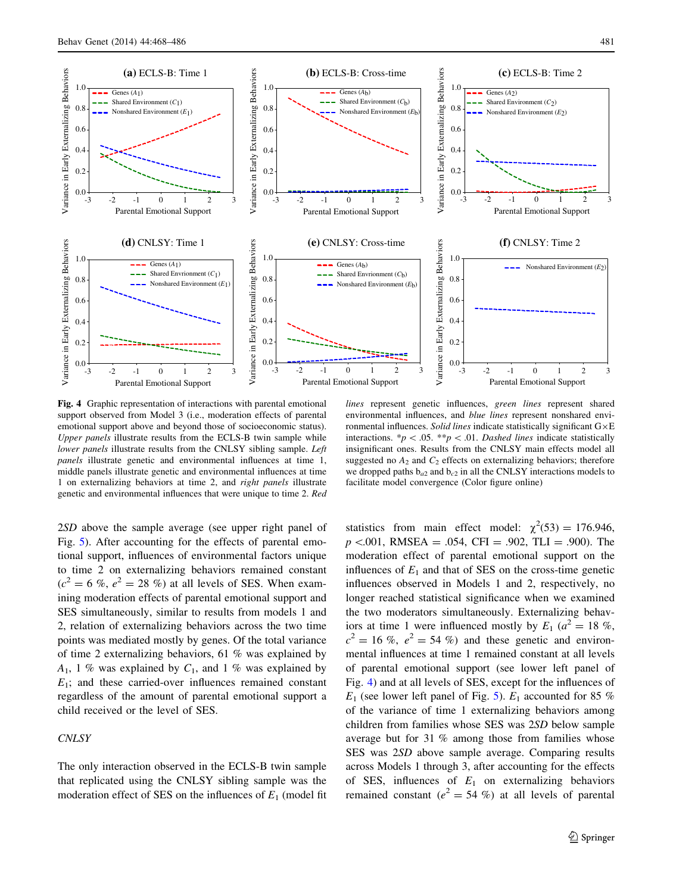Fig. 4 Graphic representation of interactions with parental emotional support observed from Model 3 (i.e., moderation effects of parental emotional support above and beyond those of socioeconomic status). *Upper panels* illustrate results from the ECLS-B twin sample while *lower panels* illustrate results from the CNLSY sibling sample. *Left panels* illustrate genetic and environmental influences at time 1, middle panels illustrate genetic and environmental influences at time 1 on externalizing behaviors at time 2, and *right panels* illustrate genetic and environmental influences that were unique to time 2. *Red lines* represent genetic influences, *green lines* represent shared environmental influences, and *blue lines* represent nonshared environmental influences. *Solid lines* indicate statistically significant G×E interactions. *$p < .05$. **$p < .01$. *Dashed lines* indicate statistically insignificant ones. Results from the CNLSY main effects model all suggested no $A_2$ and $C_2$ effects on externalizing behaviors; therefore we dropped paths $b_{a2}$ and $b_{c2}$ in all the CNLSY interactions models to facilitate model convergence (Color figure online)

2*SD* above the sample average (see upper right panel of Fig. 5). After accounting for the effects of parental emotional support, influences of environmental factors unique to time 2 on externalizing behaviors remained constant ($c^2 = 6$ %, $e^2 = 28$ %) at all levels of SES. When examining moderation effects of parental emotional support and SES simultaneously, similar to results from models 1 and 2, relation of externalizing behaviors across the two time points was mediated mostly by genes. Of the total variance of time 2 externalizing behaviors, 61 % was explained by $A_1$, 1 % was explained by $C_1$, and 1 % was explained by $E_1$; and these carried-over influences remained constant regardless of the amount of parental emotional support a child received or the level of SES.

*CNLSY*

The only interaction observed in the ECLS-B twin sample that replicated using the CNLSY sibling sample was the moderation effect of SES on the influences of $E_1$ (model fit statistics from main effect model: $\chi^2(53) = 176.946$, $p < .001$, RMSEA = .054, CFI = .902, TLI = .900). The moderation effect of parental emotional support on the influences of $E_1$ and that of SES on the cross-time genetic influences observed in Models 1 and 2, respectively, no longer reached statistical significance when we examined the two moderators simultaneously. Externalizing behaviors at time 1 were influenced mostly by $E_1$ ($a^2 = 18$ %, $c^2 = 16$ %, $e^2 = 54$ %) and these genetic and environmental influences at time 1 remained constant at all levels of parental emotional support (see lower left panel of Fig. 4) and at all levels of SES, except for the influences of $E_1$ (see lower left panel of Fig. 5). $E_1$ accounted for 85 % of the variance of time 1 externalizing behaviors among children from families whose SES was 2*SD* below sample average but for 31 % among those from families whose SES was 2*SD* above sample average. Comparing results across Models 1 through 3, after accounting for the effects of SES, influences of $E_1$ on externalizing behaviors remained constant ($e^2 = 54$ %) at all levels of parental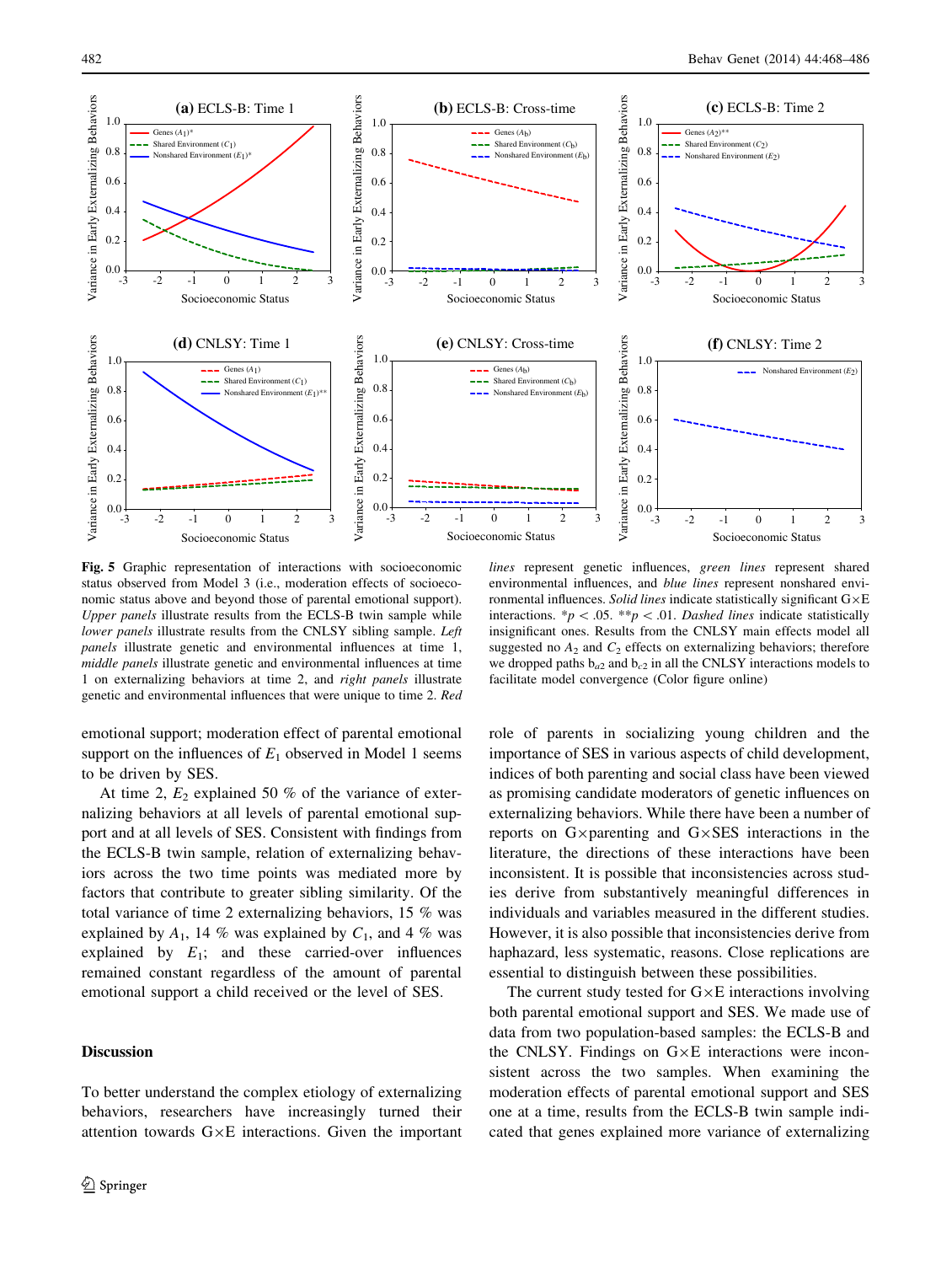**Fig. 5** Graphic representation of interactions with socioeconomic status observed from Model 3 (i.e., moderation effects of socioeconomic status above and beyond those of parental emotional support). *Upper panels* illustrate results from the ECLS-B twin sample while *lower panels* illustrate results from the CNLSY sibling sample. *Left panels* illustrate genetic and environmental influences at time 1, *middle panels* illustrate genetic and environmental influences at time 1 on externalizing behaviors at time 2, and *right panels* illustrate genetic and environmental influences that were unique to time 2. *Red lines* represent genetic influences, *green lines* represent shared environmental influences, and *blue lines* represent nonshared environmental influences. *Solid lines* indicate statistically significant G×E interactions. *$p < .05$. **$p < .01$. *Dashed lines* indicate statistically insignificant ones. Results from the CNLSY main effects model all suggested no $A_2$ and $C_2$ effects on externalizing behaviors; therefore we dropped paths $b_{a2}$ and $b_{c2}$ in all the CNLSY interactions models to facilitate model convergence (Color figure online)

emotional support; moderation effect of parental emotional support on the influences of $E_1$ observed in Model 1 seems to be driven by SES.

At time 2, $E_2$ explained 50 % of the variance of externalizing behaviors at all levels of parental emotional support and at all levels of SES. Consistent with findings from the ECLS-B twin sample, relation of externalizing behaviors across the two time points was mediated more by factors that contribute to greater sibling similarity. Of the total variance of time 2 externalizing behaviors, 15 % was explained by $A_1$, 14 % was explained by $C_1$, and 4 % was explained by $E_1$; and these carried-over influences remained constant regardless of the amount of parental emotional support a child received or the level of SES.

## Discussion

To better understand the complex etiology of externalizing behaviors, researchers have increasingly turned their attention towards G×E interactions. Given the important role of parents in socializing young children and the importance of SES in various aspects of child development, indices of both parenting and social class have been viewed as promising candidate moderators of genetic influences on externalizing behaviors. While there have been a number of reports on G×parenting and G×SES interactions in the literature, the directions of these interactions have been inconsistent. It is possible that inconsistencies across studies derive from substantively meaningful differences in individuals and variables measured in the different studies. However, it is also possible that inconsistencies derive from haphazard, less systematic, reasons. Close replications are essential to distinguish between these possibilities.

The current study tested for G×E interactions involving both parental emotional support and SES. We made use of data from two population-based samples: the ECLS-B and the CNLSY. Findings on G×E interactions were inconsistent across the two samples. When examining the moderation effects of parental emotional support and SES one at a time, results from the ECLS-B twin sample indicated that genes explained more variance of externalizing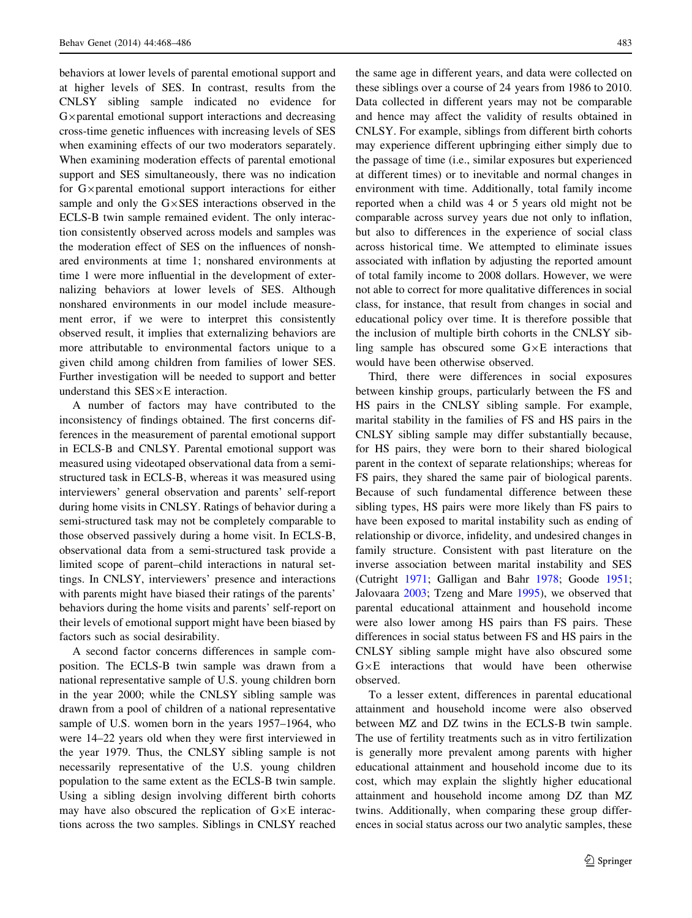behaviors at lower levels of parental emotional support and at higher levels of SES. In contrast, results from the CNLSY sibling sample indicated no evidence for G×parental emotional support interactions and decreasing cross-time genetic influences with increasing levels of SES when examining effects of our two moderators separately. When examining moderation effects of parental emotional support and SES simultaneously, there was no indication for G×parental emotional support interactions for either sample and only the G×SES interactions observed in the ECLS-B twin sample remained evident. The only interaction consistently observed across models and samples was the moderation effect of SES on the influences of nonshared environments at time 1; nonshared environments at time 1 were more influential in the development of externalizing behaviors at lower levels of SES. Although nonshared environments in our model include measurement error, if we were to interpret this consistently observed result, it implies that externalizing behaviors are more attributable to environmental factors unique to a given child among children from families of lower SES. Further investigation will be needed to support and better understand this SES×E interaction.

A number of factors may have contributed to the inconsistency of findings obtained. The first concerns differences in the measurement of parental emotional support in ECLS-B and CNLSY. Parental emotional support was measured using videotaped observational data from a semi-structured task in ECLS-B, whereas it was measured using interviewers' general observation and parents' self-report during home visits in CNLSY. Ratings of behavior during a semi-structured task may not be completely comparable to those observed passively during a home visit. In ECLS-B, observational data from a semi-structured task provide a limited scope of parent–child interactions in natural settings. In CNLSY, interviewers' presence and interactions with parents might have biased their ratings of the parents' behaviors during the home visits and parents' self-report on their levels of emotional support might have been biased by factors such as social desirability.

A second factor concerns differences in sample composition. The ECLS-B twin sample was drawn from a national representative sample of U.S. young children born in the year 2000; while the CNLSY sibling sample was drawn from a pool of children of a national representative sample of U.S. women born in the years 1957–1964, who were 14–22 years old when they were first interviewed in the year 1979. Thus, the CNLSY sibling sample is not necessarily representative of the U.S. young children population to the same extent as the ECLS-B twin sample. Using a sibling design involving different birth cohorts may have also obscured the replication of G×E interactions across the two samples. Siblings in CNLSY reached the same age in different years, and data were collected on these siblings over a course of 24 years from 1986 to 2010. Data collected in different years may not be comparable and hence may affect the validity of results obtained in CNLSY. For example, siblings from different birth cohorts may experience different upbringing either simply due to the passage of time (i.e., similar exposures but experienced at different times) or to inevitable and normal changes in environment with time. Additionally, total family income reported when a child was 4 or 5 years old might not be comparable across survey years due not only to inflation, but also to differences in the experience of social class across historical time. We attempted to eliminate issues associated with inflation by adjusting the reported amount of total family income to 2008 dollars. However, we were not able to correct for more qualitative differences in social class, for instance, that result from changes in social and educational policy over time. It is therefore possible that the inclusion of multiple birth cohorts in the CNLSY sibling sample has obscured some G×E interactions that would have been otherwise observed.

Third, there were differences in social exposures between kinship groups, particularly between the FS and HS pairs in the CNLSY sibling sample. For example, marital stability in the families of FS and HS pairs in the CNLSY sibling sample may differ substantially because, for HS pairs, they were born to their shared biological parent in the context of separate relationships; whereas for FS pairs, they shared the same pair of biological parents. Because of such fundamental difference between these sibling types, HS pairs were more likely than FS pairs to have been exposed to marital instability such as ending of relationship or divorce, infidelity, and undesired changes in family structure. Consistent with past literature on the inverse association between marital instability and SES (Cutright 1971; Galligan and Bahr 1978; Goode 1951; Jalovaara 2003; Tzeng and Mare 1995), we observed that parental educational attainment and household income were also lower among HS pairs than FS pairs. These differences in social status between FS and HS pairs in the CNLSY sibling sample might have also obscured some G×E interactions that would have been otherwise observed.

To a lesser extent, differences in parental educational attainment and household income were also observed between MZ and DZ twins in the ECLS-B twin sample. The use of fertility treatments such as in vitro fertilization is generally more prevalent among parents with higher educational attainment and household income due to its cost, which may explain the slightly higher educational attainment and household income among DZ than MZ twins. Additionally, when comparing these group differences in social status across our two analytic samples, these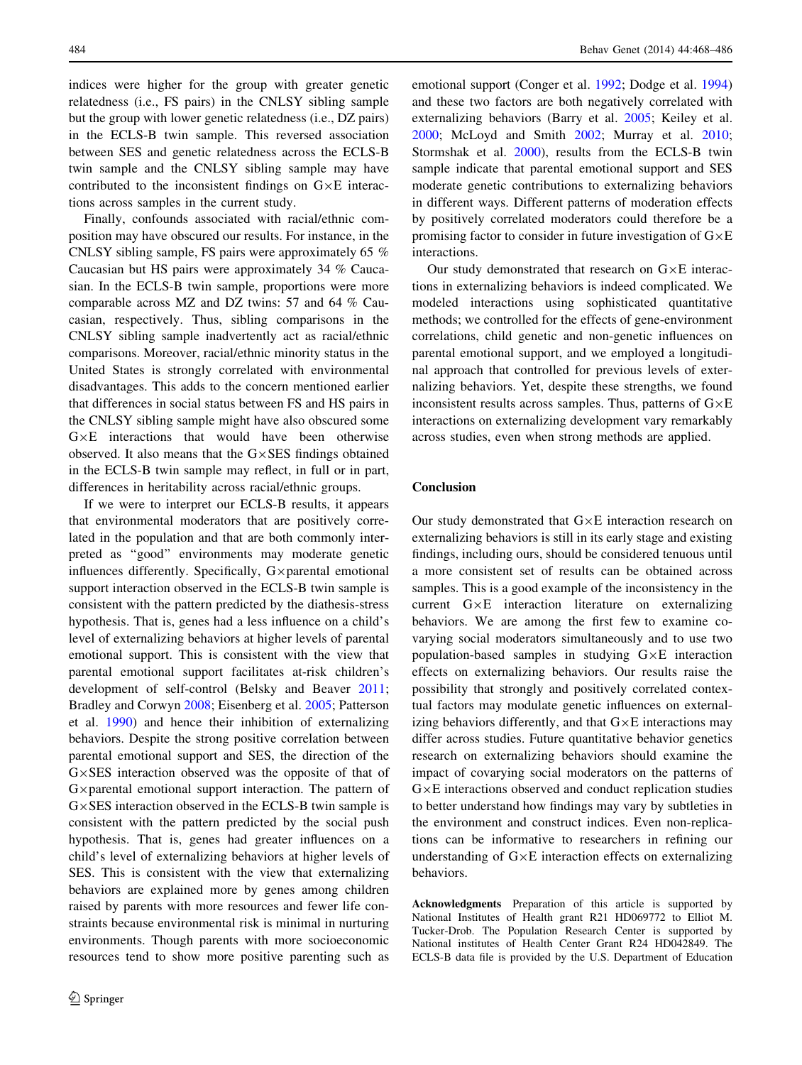indices were higher for the group with greater genetic relatedness (i.e., FS pairs) in the CNLSY sibling sample but the group with lower genetic relatedness (i.e., DZ pairs) in the ECLS-B twin sample. This reversed association between SES and genetic relatedness across the ECLS-B twin sample and the CNLSY sibling sample may have contributed to the inconsistent findings on G×E interactions across samples in the current study.

Finally, confounds associated with racial/ethnic composition may have obscured our results. For instance, in the CNLSY sibling sample, FS pairs were approximately 65 % Caucasian but HS pairs were approximately 34 % Caucasian. In the ECLS-B twin sample, proportions were more comparable across MZ and DZ twins: 57 and 64 % Caucasian, respectively. Thus, sibling comparisons in the CNLSY sibling sample inadvertently act as racial/ethnic comparisons. Moreover, racial/ethnic minority status in the United States is strongly correlated with environmental disadvantages. This adds to the concern mentioned earlier that differences in social status between FS and HS pairs in the CNLSY sibling sample might have also obscured some G×E interactions that would have been otherwise observed. It also means that the G×SES findings obtained in the ECLS-B twin sample may reflect, in full or in part, differences in heritability across racial/ethnic groups.

If we were to interpret our ECLS-B results, it appears that environmental moderators that are positively correlated in the population and that are both commonly interpreted as "good" environments may moderate genetic influences differently. Specifically, G×parental emotional support interaction observed in the ECLS-B twin sample is consistent with the pattern predicted by the diathesis-stress hypothesis. That is, genes had a less influence on a child's level of externalizing behaviors at higher levels of parental emotional support. This is consistent with the view that parental emotional support facilitates at-risk children's development of self-control (Belsky and Beaver 2011; Bradley and Corwyn 2008; Eisenberg et al. 2005; Patterson et al. 1990) and hence their inhibition of externalizing behaviors. Despite the strong positive correlation between parental emotional support and SES, the direction of the G×SES interaction observed was the opposite of that of G×parental emotional support interaction. The pattern of G×SES interaction observed in the ECLS-B twin sample is consistent with the pattern predicted by the social push hypothesis. That is, genes had greater influences on a child's level of externalizing behaviors at higher levels of SES. This is consistent with the view that externalizing behaviors are explained more by genes among children raised by parents with more resources and fewer life constraints because environmental risk is minimal in nurturing environments. Though parents with more socioeconomic resources tend to show more positive parenting such as emotional support (Conger et al. 1992; Dodge et al. 1994) and these two factors are both negatively correlated with externalizing behaviors (Barry et al. 2005; Keiley et al. 2000; McLoyd and Smith 2002; Murray et al. 2010; Stormshak et al. 2000), results from the ECLS-B twin sample indicate that parental emotional support and SES moderate genetic contributions to externalizing behaviors in different ways. Different patterns of moderation effects by positively correlated moderators could therefore be a promising factor to consider in future investigation of G×E interactions.

Our study demonstrated that research on G×E interactions in externalizing behaviors is indeed complicated. We modeled interactions using sophisticated quantitative methods; we controlled for the effects of gene-environment correlations, child genetic and non-genetic influences on parental emotional support, and we employed a longitudinal approach that controlled for previous levels of externalizing behaviors. Yet, despite these strengths, we found inconsistent results across samples. Thus, patterns of G×E interactions on externalizing development vary remarkably across studies, even when strong methods are applied.

## Conclusion

Our study demonstrated that G×E interaction research on externalizing behaviors is still in its early stage and existing findings, including ours, should be considered tenuous until a more consistent set of results can be obtained across samples. This is a good example of the inconsistency in the current G×E interaction literature on externalizing behaviors. We are among the first few to examine covarying social moderators simultaneously and to use two population-based samples in studying G×E interaction effects on externalizing behaviors. Our results raise the possibility that strongly and positively correlated contextual factors may modulate genetic influences on externalizing behaviors differently, and that G×E interactions may differ across studies. Future quantitative behavior genetics research on externalizing behaviors should examine the impact of covarying social moderators on the patterns of G×E interactions observed and conduct replication studies to better understand how findings may vary by subtleties in the environment and construct indices. Even non-replications can be informative to researchers in refining our understanding of G×E interaction effects on externalizing behaviors.

**Acknowledgments** Preparation of this article is supported by National Institutes of Health grant R21 HD069772 to Elliot M. Tucker-Drob. The Population Research Center is supported by National institutes of Health Center Grant R24 HD042849. The ECLS-B data file is provided by the U.S. Department of Education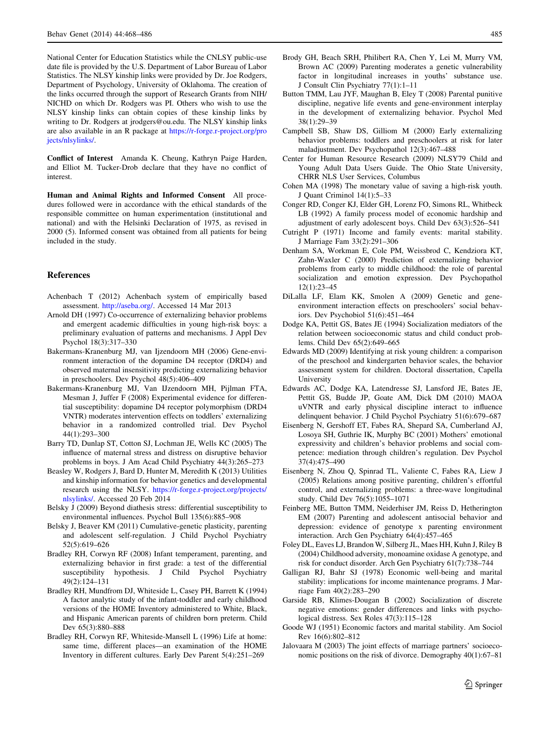National Center for Education Statistics while the CNLSY public-use date file is provided by the U.S. Department of Labor Bureau of Labor Statistics. The NLSY kinship links were provided by Dr. Joe Rodgers, Department of Psychology, University of Oklahoma. The creation of the links occurred through the support of Research Grants from NIH/NICHD on which Dr. Rodgers was PI. Others who wish to use the NLSY kinship links can obtain copies of these kinship links by writing to Dr. Rodgers at jrodgers@ou.edu. The NLSY kinship links are also available in an R package at https://r-forge.r-project.org/projects/nlsylinks/.

**Conflict of Interest** Amanda K. Cheung, Kathryn Paige Harden, and Elliot M. Tucker-Drob declare that they have no conflict of interest.

**Human and Animal Rights and Informed Consent** All procedures followed were in accordance with the ethical standards of the responsible committee on human experimentation (institutional and national) and with the Helsinki Declaration of 1975, as revised in 2000 (5). Informed consent was obtained from all patients for being included in the study.

## References

Achenbach T (2012) Achenbach system of empirically based assessment. http://aseba.org/. Accessed 14 Mar 2013

Arnold DH (1997) Co-occurrence of externalizing behavior problems and emergent academic difficulties in young high-risk boys: a preliminary evaluation of patterns and mechanisms. J Appl Dev Psychol 18(3):317–330

Bakermans-Kranenburg MJ, van Ijzendoorn MH (2006) Gene-environment interaction of the dopamine D4 receptor (DRD4) and observed maternal insensitivity predicting externalizing behavior in preschoolers. Dev Psychol 48(5):406–409

Bakermans-Kranenburg MJ, Van IJzendoorn MH, Pijlman FTA, Mesman J, Juffer F (2008) Experimental evidence for differential susceptibility: dopamine D4 receptor polymorphism (DRD4 VNTR) moderates intervention effects on toddlers' externalizing behavior in a randomized controlled trial. Dev Psychol 44(1):293–300

Barry TD, Dunlap ST, Cotton SJ, Lochman JE, Wells KC (2005) The influence of maternal stress and distress on disruptive behavior problems in boys. J Am Acad Child Psychiatry 44(3):265–273

Beasley W, Rodgers J, Bard D, Hunter M, Meredith K (2013) Utilities and kinship information for behavior genetics and developmental research using the NLSY. https://r-forge.r-project.org/projects/nlsylinks/. Accessed 20 Feb 2014

Belsky J (2009) Beyond diathesis stress: differential susceptibility to environmental influences. Psychol Bull 135(6):885–908

Belsky J, Beaver KM (2011) Cumulative-genetic plasticity, parenting and adolescent self-regulation. J Child Psychol Psychiatry 52(5):619–626

Bradley RH, Corwyn RF (2008) Infant temperament, parenting, and externalizing behavior in first grade: a test of the differential susceptibility hypothesis. J Child Psychol Psychiatry 49(2):124–131

Bradley RH, Mundfrom DJ, Whiteside L, Casey PH, Barrett K (1994) A factor analytic study of the infant-toddler and early childhood versions of the HOME Inventory administered to White, Black, and Hispanic American parents of children born preterm. Child Dev 65(3):880–888

Bradley RH, Corwyn RF, Whiteside-Mansell L (1996) Life at home: same time, different places—an examination of the HOME Inventory in different cultures. Early Dev Parent 5(4):251–269

Brody GH, Beach SRH, Philibert RA, Chen Y, Lei M, Murry VM, Brown AC (2009) Parenting moderates a genetic vulnerability factor in longitudinal increases in youths' substance use. J Consult Clin Psychiatry 77(1):1–11

Button TMM, Lau JYF, Maughan B, Eley T (2008) Parental punitive discipline, negative life events and gene-environment interplay in the development of externalizing behavior. Psychol Med 38(1):29–39

Campbell SB, Shaw DS, Gilliom M (2000) Early externalizing behavior problems: toddlers and preschoolers at risk for later maladjustment. Dev Psychopathol 12(3):467–488

Center for Human Resource Research (2009) NLSY79 Child and Young Adult Data Users Guide. The Ohio State University, CHRR NLS User Services, Columbus

Cohen MA (1998) The monetary value of saving a high-risk youth. J Quant Criminol 14(1):5–33

Conger RD, Conger KJ, Elder GH, Lorenz FO, Simons RL, Whitbeck LB (1992) A family process model of economic hardship and adjustment of early adolescent boys. Child Dev 63(3):526–541

Cutright P (1971) Income and family events: marital stability. J Marriage Fam 33(2):291–306

Denham SA, Workman E, Cole PM, Weissbrod C, Kendziora KT, Zahn-Waxler C (2000) Prediction of externalizing behavior problems from early to middle childhood: the role of parental socialization and emotion expression. Dev Psychopathol 12(1):23–45

DiLalla LF, Elam KK, Smolen A (2009) Genetic and gene-environment interaction effects on preschoolers' social behaviors. Dev Psychobiol 51(6):451–464

Dodge KA, Pettit GS, Bates JE (1994) Socialization mediators of the relation between socioeconomic status and child conduct problems. Child Dev 65(2):649–665

Edwards MD (2009) Identifying at risk young children: a comparison of the preschool and kindergarten behavior scales, the behavior assessment system for children. Doctoral dissertation, Capella University

Edwards AC, Dodge KA, Latendresse SJ, Lansford JE, Bates JE, Pettit GS, Budde JP, Goate AM, Dick DM (2010) MAOA uVNTR and early physical discipline interact to influence delinquent behavior. J Child Psychol Psychiatry 51(6):679–687

Eisenberg N, Gershoff ET, Fabes RA, Shepard SA, Cumberland AJ, Losoya SH, Guthrie IK, Murphy BC (2001) Mothers' emotional expressivity and children's behavior problems and social competence: mediation through children's regulation. Dev Psychol 37(4):475–490

Eisenberg N, Zhou Q, Spinrad TL, Valiente C, Fabes RA, Liew J (2005) Relations among positive parenting, children's effortful control, and externalizing problems: a three-wave longitudinal study. Child Dev 76(5):1055–1071

Feinberg ME, Button TMM, Neiderhiser JM, Reiss D, Hetherington EM (2007) Parenting and adolescent antisocial behavior and depression: evidence of genotype x parenting environment interaction. Arch Gen Psychiatry 64(4):457–465

Foley DL, Eaves LJ, Brandon W, Silberg JL, Maes HH, Kuhn J, Riley B (2004) Childhood adversity, monoamine oxidase A genotype, and risk for conduct disorder. Arch Gen Psychiatry 61(7):738–744

Galligan RJ, Bahr SJ (1978) Economic well-being and marital stability: implications for income maintenance programs. J Marriage Fam 40(2):283–290

Garside RB, Klimes-Dougan B (2002) Socialization of discrete negative emotions: gender differences and links with psychological distress. Sex Roles 47(3):115–128

Goode WJ (1951) Economic factors and marital stability. Am Sociol Rev 16(6):802–812

Jalovaara M (2003) The joint effects of marriage partners' socioeconomic positions on the risk of divorce. Demography 40(1):67–81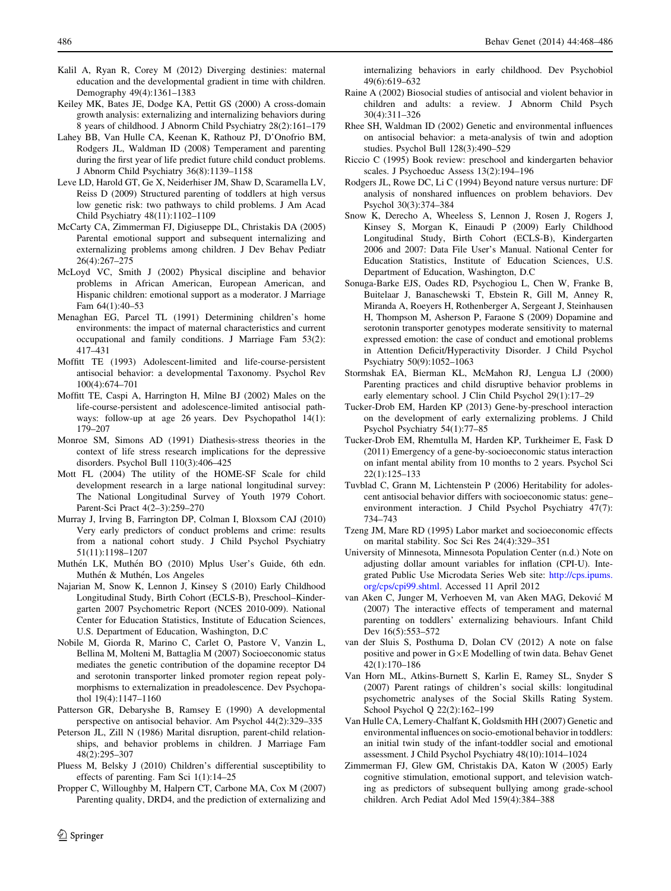Kalil A, Ryan R, Corey M (2012) Diverging destinies: maternal education and the developmental gradient in time with children. Demography 49(4):1361–1383

Keiley MK, Bates JE, Dodge KA, Pettit GS (2000) A cross-domain growth analysis: externalizing and internalizing behaviors during 8 years of childhood. J Abnorm Child Psychiatry 28(2):161–179

Lahey BB, Van Hulle CA, Keenan K, Rathouz PJ, D'Onofrio BM, Rodgers JL, Waldman ID (2008) Temperament and parenting during the first year of life predict future child conduct problems. J Abnorm Child Psychiatry 36(8):1139–1158

Leve LD, Harold GT, Ge X, Neiderhiser JM, Shaw D, Scaramella LV, Reiss D (2009) Structured parenting of toddlers at high versus low genetic risk: two pathways to child problems. J Am Acad Child Psychiatry 48(11):1102–1109

McCarty CA, Zimmerman FJ, Digiuseppe DL, Christakis DA (2005) Parental emotional support and subsequent internalizing and externalizing problems among children. J Dev Behav Pediatr 26(4):267–275

McLoyd VC, Smith J (2002) Physical discipline and behavior problems in African American, European American, and Hispanic children: emotional support as a moderator. J Marriage Fam 64(1):40–53

Menaghan EG, Parcel TL (1991) Determining children's home environments: the impact of maternal characteristics and current occupational and family conditions. J Marriage Fam 53(2): 417–431

Moffitt TE (1993) Adolescent-limited and life-course-persistent antisocial behavior: a developmental Taxonomy. Psychol Rev 100(4):674–701

Moffitt TE, Caspi A, Harrington H, Milne BJ (2002) Males on the life-course-persistent and adolescence-limited antisocial pathways: follow-up at age 26 years. Dev Psychopathol 14(1): 179–207

Monroe SM, Simons AD (1991) Diathesis-stress theories in the context of life stress research implications for the depressive disorders. Psychol Bull 110(3):406–425

Mott FL (2004) The utility of the HOME-SF Scale for child development research in a large national longitudinal survey: The National Longitudinal Survey of Youth 1979 Cohort. Parent-Sci Pract 4(2–3):259–270

Murray J, Irving B, Farrington DP, Colman I, Bloxsom CAJ (2010) Very early predictors of conduct problems and crime: results from a national cohort study. J Child Psychol Psychiatry 51(11):1198–1207

Muthén LK, Muthén BO (2010) Mplus User's Guide, 6th edn. Muthén & Muthén, Los Angeles

Najarian M, Snow K, Lennon J, Kinsey S (2010) Early Childhood Longitudinal Study, Birth Cohort (ECLS-B), Preschool–Kindergarten 2007 Psychometric Report (NCES 2010-009). National Center for Education Statistics, Institute of Education Sciences, U.S. Department of Education, Washington, D.C

Nobile M, Giorda R, Marino C, Carlet O, Pastore V, Vanzin L, Bellina M, Molteni M, Battaglia M (2007) Socioeconomic status mediates the genetic contribution of the dopamine receptor D4 and serotonin transporter linked promoter region repeat polymorphisms to externalization in preadolescence. Dev Psychopathol 19(4):1147–1160

Patterson GR, Debaryshe B, Ramsey E (1990) A developmental perspective on antisocial behavior. Am Psychol 44(2):329–335

Peterson JL, Zill N (1986) Marital disruption, parent-child relationships, and behavior problems in children. J Marriage Fam 48(2):295–307

Pluess M, Belsky J (2010) Children's differential susceptibility to effects of parenting. Fam Sci 1(1):14–25

Propper C, Willoughby M, Halpern CT, Carbone MA, Cox M (2007) Parenting quality, DRD4, and the prediction of externalizing and internalizing behaviors in early childhood. Dev Psychobiol 49(6):619–632

Raine A (2002) Biosocial studies of antisocial and violent behavior in children and adults: a review. J Abnorm Child Psych 30(4):311–326

Rhee SH, Waldman ID (2002) Genetic and environmental influences on antisocial behavior: a meta-analysis of twin and adoption studies. Psychol Bull 128(3):490–529

Riccio C (1995) Book review: preschool and kindergarten behavior scales. J Psychoeduc Assess 13(2):194–196

Rodgers JL, Rowe DC, Li C (1994) Beyond nature versus nurture: DF analysis of nonshared influences on problem behaviors. Dev Psychol 30(3):374–384

Snow K, Derecho A, Wheeless S, Lennon J, Rosen J, Rogers J, Kinsey S, Morgan K, Einaudi P (2009) Early Childhood Longitudinal Study, Birth Cohort (ECLS-B), Kindergarten 2006 and 2007: Data File User's Manual. National Center for Education Statistics, Institute of Education Sciences, U.S. Department of Education, Washington, D.C

Sonuga-Barke EJS, Oades RD, Psychogiou L, Chen W, Franke B, Buitelaar J, Banaschewski T, Ebstein R, Gill M, Anney R, Miranda A, Roeyers H, Rothenberger A, Sergeant J, Steinhausen H, Thompson M, Asherson P, Faraone S (2009) Dopamine and serotonin transporter genotypes moderate sensitivity to maternal expressed emotion: the case of conduct and emotional problems in Attention Deficit/Hyperactivity Disorder. J Child Psychol Psychiatry 50(9):1052–1063

Stormshak EA, Bierman KL, McMahon RJ, Lengua LJ (2000) Parenting practices and child disruptive behavior problems in early elementary school. J Clin Child Psychol 29(1):17–29

Tucker-Drob EM, Harden KP (2013) Gene-by-preschool interaction on the development of early externalizing problems. J Child Psychol Psychiatry 54(1):77–85

Tucker-Drob EM, Rhemtulla M, Harden KP, Turkheimer E, Fask D (2011) Emergency of a gene-by-socioeconomic status interaction on infant mental ability from 10 months to 2 years. Psychol Sci 22(1):125–133

Tuvblad C, Grann M, Lichtenstein P (2006) Heritability for adolescent antisocial behavior differs with socioeconomic status: gene–environment interaction. J Child Psychol Psychiatry 47(7): 734–743

Tzeng JM, Mare RD (1995) Labor market and socioeconomic effects on marital stability. Soc Sci Res 24(4):329–351

University of Minnesota, Minnesota Population Center (n.d.) Note on adjusting dollar amount variables for inflation (CPI-U). Integrated Public Use Microdata Series Web site: http://cps.ipums.org/cps/cpi99.shtml. Accessed 11 April 2012

van Aken C, Junger M, Verhoeven M, van Aken MAG, Deković M (2007) The interactive effects of temperament and maternal parenting on toddlers' externalizing behaviours. Infant Child Dev 16(5):553–572

van der Sluis S, Posthuma D, Dolan CV (2012) A note on false positive and power in G×E Modelling of twin data. Behav Genet 42(1):170–186

Van Horn ML, Atkins-Burnett S, Karlin E, Ramey SL, Snyder S (2007) Parent ratings of children's social skills: longitudinal psychometric analyses of the Social Skills Rating System. School Psychol Q 22(2):162–199

Van Hulle CA, Lemery-Chalfant K, Goldsmith HH (2007) Genetic and environmental influences on socio-emotional behavior in toddlers: an initial twin study of the infant-toddler social and emotional assessment. J Child Psychol Psychiatry 48(10):1014–1024

Zimmerman FJ, Glew GM, Christakis DA, Katon W (2005) Early cognitive stimulation, emotional support, and television watching as predictors of subsequent bullying among grade-school children. Arch Pediat Adol Med 159(4):384–388